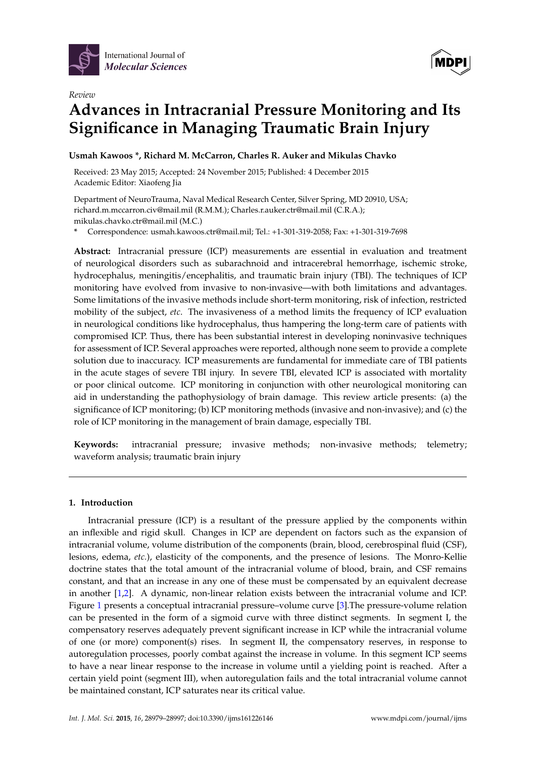International Journal of *Molecular Sciences*

*Review*

# Advances in Intracranial Pressure Monitoring and Its Significance in Managing Traumatic Brain Injury

**Usmah Kawoos \*, Richard M. McCarron, Charles R. Auker and Mikulas Chavko**

Received: 23 May 2015; Accepted: 24 November 2015; Published: 4 December 2015
Academic Editor: Xiaofeng Jia

Department of NeuroTrauma, Naval Medical Research Center, Silver Spring, MD 20910, USA; richard.m.mccarron.civ@mail.mil (R.M.M.); Charles.r.auker.ctr@mail.mil (C.R.A.); mikulas.chavko.ctr@mail.mil (M.C.)

\* Correspondence: usmah.kawoos.ctr@mail.mil; Tel.: +1-301-319-2058; Fax: +1-301-319-7698

**Abstract:** Intracranial pressure (ICP) measurements are essential in evaluation and treatment of neurological disorders such as subarachnoid and intracerebral hemorrhage, ischemic stroke, hydrocephalus, meningitis/encephalitis, and traumatic brain injury (TBI). The techniques of ICP monitoring have evolved from invasive to non-invasive—with both limitations and advantages. Some limitations of the invasive methods include short-term monitoring, risk of infection, restricted mobility of the subject, *etc*. The invasiveness of a method limits the frequency of ICP evaluation in neurological conditions like hydrocephalus, thus hampering the long-term care of patients with compromised ICP. Thus, there has been substantial interest in developing noninvasive techniques for assessment of ICP. Several approaches were reported, although none seem to provide a complete solution due to inaccuracy. ICP measurements are fundamental for immediate care of TBI patients in the acute stages of severe TBI injury. In severe TBI, elevated ICP is associated with mortality or poor clinical outcome. ICP monitoring in conjunction with other neurological monitoring can aid in understanding the pathophysiology of brain damage. This review article presents: (a) the significance of ICP monitoring; (b) ICP monitoring methods (invasive and non-invasive); and (c) the role of ICP monitoring in the management of brain damage, especially TBI.

**Keywords:** intracranial pressure; invasive methods; non-invasive methods; telemetry; waveform analysis; traumatic brain injury

## 1. Introduction

Intracranial pressure (ICP) is a resultant of the pressure applied by the components within an inflexible and rigid skull. Changes in ICP are dependent on factors such as the expansion of intracranial volume, volume distribution of the components (brain, blood, cerebrospinal fluid (CSF), lesions, edema, *etc*.), elasticity of the components, and the presence of lesions. The Monro-Kellie doctrine states that the total amount of the intracranial volume of blood, brain, and CSF remains constant, and that an increase in any one of these must be compensated by an equivalent decrease in another [1,2]. A dynamic, non-linear relation exists between the intracranial volume and ICP. Figure 1 presents a conceptual intracranial pressure–volume curve [3].The pressure-volume relation can be presented in the form of a sigmoid curve with three distinct segments. In segment I, the compensatory reserves adequately prevent significant increase in ICP while the intracranial volume of one (or more) component(s) rises. In segment II, the compensatory reserves, in response to autoregulation processes, poorly combat against the increase in volume. In this segment ICP seems to have a near linear response to the increase in volume until a yielding point is reached. After a certain yield point (segment III), when autoregulation fails and the total intracranial volume cannot be maintained constant, ICP saturates near its critical value.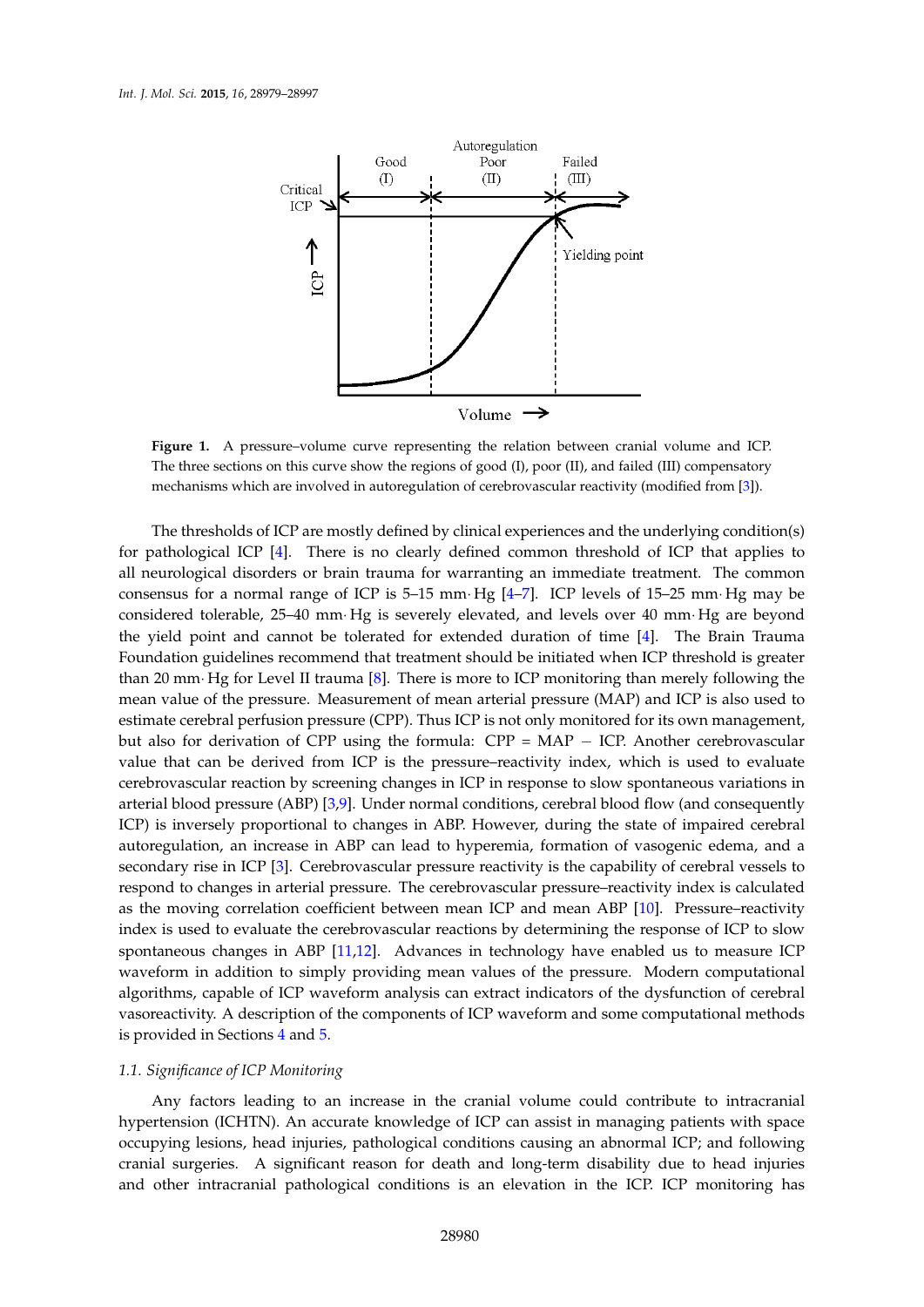**Figure 1.** A pressure–volume curve representing the relation between cranial volume and ICP. The three sections on this curve show the regions of good (I), poor (II), and failed (III) compensatory mechanisms which are involved in autoregulation of cerebrovascular reactivity (modified from [3]).

The thresholds of ICP are mostly defined by clinical experiences and the underlying condition(s) for pathological ICP [4]. There is no clearly defined common threshold of ICP that applies to all neurological disorders or brain trauma for warranting an immediate treatment. The common consensus for a normal range of ICP is 5–15 mm· Hg [4–7]. ICP levels of 15–25 mm· Hg may be considered tolerable, 25–40 mm· Hg is severely elevated, and levels over 40 mm· Hg are beyond the yield point and cannot be tolerated for extended duration of time [4]. The Brain Trauma Foundation guidelines recommend that treatment should be initiated when ICP threshold is greater than 20 mm· Hg for Level II trauma [8]. There is more to ICP monitoring than merely following the mean value of the pressure. Measurement of mean arterial pressure (MAP) and ICP is also used to estimate cerebral perfusion pressure (CPP). Thus ICP is not only monitored for its own management, but also for derivation of CPP using the formula: CPP = MAP − ICP. Another cerebrovascular value that can be derived from ICP is the pressure–reactivity index, which is used to evaluate cerebrovascular reaction by screening changes in ICP in response to slow spontaneous variations in arterial blood pressure (ABP) [3,9]. Under normal conditions, cerebral blood flow (and consequently ICP) is inversely proportional to changes in ABP. However, during the state of impaired cerebral autoregulation, an increase in ABP can lead to hyperemia, formation of vasogenic edema, and a secondary rise in ICP [3]. Cerebrovascular pressure reactivity is the capability of cerebral vessels to respond to changes in arterial pressure. The cerebrovascular pressure–reactivity index is calculated as the moving correlation coefficient between mean ICP and mean ABP [10]. Pressure–reactivity index is used to evaluate the cerebrovascular reactions by determining the response of ICP to slow spontaneous changes in ABP [11,12]. Advances in technology have enabled us to measure ICP waveform in addition to simply providing mean values of the pressure. Modern computational algorithms, capable of ICP waveform analysis can extract indicators of the dysfunction of cerebral vasoreactivity. A description of the components of ICP waveform and some computational methods is provided in Sections 4 and 5.

### 1.1. Significance of ICP Monitoring

Any factors leading to an increase in the cranial volume could contribute to intracranial hypertension (ICHTN). An accurate knowledge of ICP can assist in managing patients with space occupying lesions, head injuries, pathological conditions causing an abnormal ICP; and following cranial surgeries. A significant reason for death and long-term disability due to head injuries and other intracranial pathological conditions is an elevation in the ICP. ICP monitoring has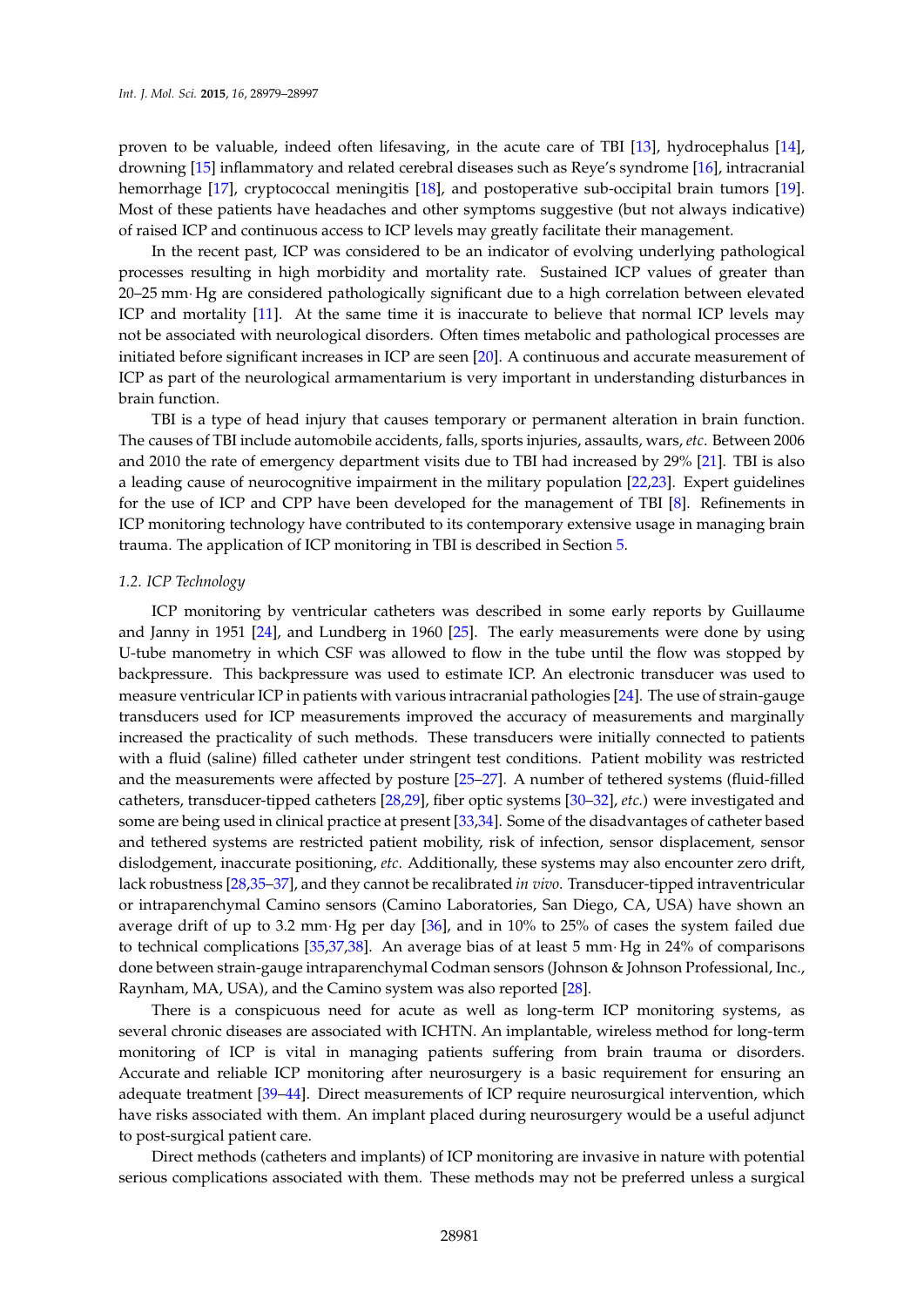proven to be valuable, indeed often lifesaving, in the acute care of TBI [13], hydrocephalus [14], drowning [15] inflammatory and related cerebral diseases such as Reye's syndrome [16], intracranial hemorrhage [17], cryptococcal meningitis [18], and postoperative sub-occipital brain tumors [19]. Most of these patients have headaches and other symptoms suggestive (but not always indicative) of raised ICP and continuous access to ICP levels may greatly facilitate their management.

In the recent past, ICP was considered to be an indicator of evolving underlying pathological processes resulting in high morbidity and mortality rate. Sustained ICP values of greater than 20–25 mm·Hg are considered pathologically significant due to a high correlation between elevated ICP and mortality [11]. At the same time it is inaccurate to believe that normal ICP levels may not be associated with neurological disorders. Often times metabolic and pathological processes are initiated before significant increases in ICP are seen [20]. A continuous and accurate measurement of ICP as part of the neurological armamentarium is very important in understanding disturbances in brain function.

TBI is a type of head injury that causes temporary or permanent alteration in brain function. The causes of TBI include automobile accidents, falls, sports injuries, assaults, wars, *etc*. Between 2006 and 2010 the rate of emergency department visits due to TBI had increased by 29% [21]. TBI is also a leading cause of neurocognitive impairment in the military population [22,23]. Expert guidelines for the use of ICP and CPP have been developed for the management of TBI [8]. Refinements in ICP monitoring technology have contributed to its contemporary extensive usage in managing brain trauma. The application of ICP monitoring in TBI is described in Section 5.

### *1.2. ICP Technology*

ICP monitoring by ventricular catheters was described in some early reports by Guillaume and Janny in 1951 [24], and Lundberg in 1960 [25]. The early measurements were done by using U-tube manometry in which CSF was allowed to flow in the tube until the flow was stopped by backpressure. This backpressure was used to estimate ICP. An electronic transducer was used to measure ventricular ICP in patients with various intracranial pathologies [24]. The use of strain-gauge transducers used for ICP measurements improved the accuracy of measurements and marginally increased the practicality of such methods. These transducers were initially connected to patients with a fluid (saline) filled catheter under stringent test conditions. Patient mobility was restricted and the measurements were affected by posture [25–27]. A number of tethered systems (fluid-filled catheters, transducer-tipped catheters [28,29], fiber optic systems [30–32], *etc.*) were investigated and some are being used in clinical practice at present [33,34]. Some of the disadvantages of catheter based and tethered systems are restricted patient mobility, risk of infection, sensor displacement, sensor dislodgement, inaccurate positioning, *etc*. Additionally, these systems may also encounter zero drift, lack robustness [28,35–37], and they cannot be recalibrated *in vivo*. Transducer-tipped intraventricular or intraparenchymal Camino sensors (Camino Laboratories, San Diego, CA, USA) have shown an average drift of up to 3.2 mm·Hg per day [36], and in 10% to 25% of cases the system failed due to technical complications [35,37,38]. An average bias of at least 5 mm·Hg in 24% of comparisons done between strain-gauge intraparenchymal Codman sensors (Johnson & Johnson Professional, Inc., Raynham, MA, USA), and the Camino system was also reported [28].

There is a conspicuous need for acute as well as long-term ICP monitoring systems, as several chronic diseases are associated with ICHTN. An implantable, wireless method for long-term monitoring of ICP is vital in managing patients suffering from brain trauma or disorders. Accurate and reliable ICP monitoring after neurosurgery is a basic requirement for ensuring an adequate treatment [39–44]. Direct measurements of ICP require neurosurgical intervention, which have risks associated with them. An implant placed during neurosurgery would be a useful adjunct to post-surgical patient care.

Direct methods (catheters and implants) of ICP monitoring are invasive in nature with potential serious complications associated with them. These methods may not be preferred unless a surgical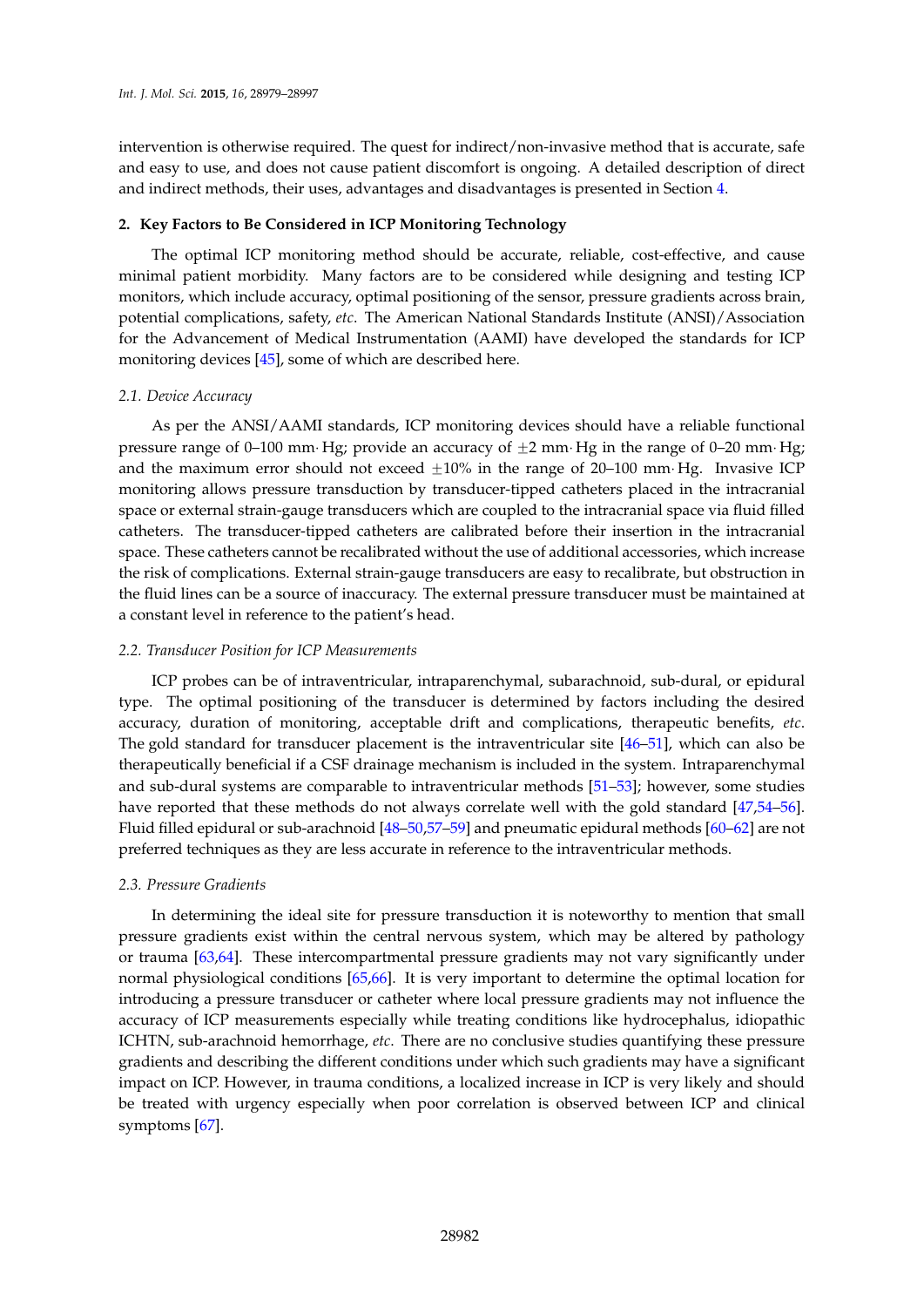intervention is otherwise required. The quest for indirect/non-invasive method that is accurate, safe and easy to use, and does not cause patient discomfort is ongoing. A detailed description of direct and indirect methods, their uses, advantages and disadvantages is presented in Section 4.

## 2. Key Factors to Be Considered in ICP Monitoring Technology

The optimal ICP monitoring method should be accurate, reliable, cost-effective, and cause minimal patient morbidity. Many factors are to be considered while designing and testing ICP monitors, which include accuracy, optimal positioning of the sensor, pressure gradients across brain, potential complications, safety, *etc*. The American National Standards Institute (ANSI)/Association for the Advancement of Medical Instrumentation (AAMI) have developed the standards for ICP monitoring devices [45], some of which are described here.

### *2.1. Device Accuracy*

As per the ANSI/AAMI standards, ICP monitoring devices should have a reliable functional pressure range of 0–100 mm· Hg; provide an accuracy of $\pm$2 mm· Hg in the range of 0–20 mm· Hg; and the maximum error should not exceed $\pm$10% in the range of 20–100 mm· Hg. Invasive ICP monitoring allows pressure transduction by transducer-tipped catheters placed in the intracranial space or external strain-gauge transducers which are coupled to the intracranial space via fluid filled catheters. The transducer-tipped catheters are calibrated before their insertion in the intracranial space. These catheters cannot be recalibrated without the use of additional accessories, which increase the risk of complications. External strain-gauge transducers are easy to recalibrate, but obstruction in the fluid lines can be a source of inaccuracy. The external pressure transducer must be maintained at a constant level in reference to the patient's head.

### *2.2. Transducer Position for ICP Measurements*

ICP probes can be of intraventricular, intraparenchymal, subarachnoid, sub-dural, or epidural type. The optimal positioning of the transducer is determined by factors including the desired accuracy, duration of monitoring, acceptable drift and complications, therapeutic benefits, *etc*. The gold standard for transducer placement is the intraventricular site [46–51], which can also be therapeutically beneficial if a CSF drainage mechanism is included in the system. Intraparenchymal and sub-dural systems are comparable to intraventricular methods [51–53]; however, some studies have reported that these methods do not always correlate well with the gold standard [47,54–56]. Fluid filled epidural or sub-arachnoid [48–50,57–59] and pneumatic epidural methods [60–62] are not preferred techniques as they are less accurate in reference to the intraventricular methods.

### *2.3. Pressure Gradients*

In determining the ideal site for pressure transduction it is noteworthy to mention that small pressure gradients exist within the central nervous system, which may be altered by pathology or trauma [63,64]. These intercompartmental pressure gradients may not vary significantly under normal physiological conditions [65,66]. It is very important to determine the optimal location for introducing a pressure transducer or catheter where local pressure gradients may not influence the accuracy of ICP measurements especially while treating conditions like hydrocephalus, idiopathic ICHTN, sub-arachnoid hemorrhage, *etc*. There are no conclusive studies quantifying these pressure gradients and describing the different conditions under which such gradients may have a significant impact on ICP. However, in trauma conditions, a localized increase in ICP is very likely and should be treated with urgency especially when poor correlation is observed between ICP and clinical symptoms [67].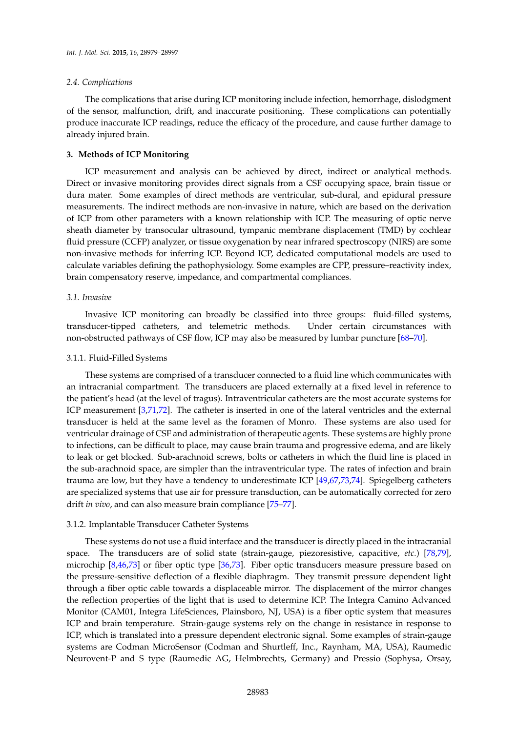### 2.4. Complications

The complications that arise during ICP monitoring include infection, hemorrhage, dislodgment of the sensor, malfunction, drift, and inaccurate positioning. These complications can potentially produce inaccurate ICP readings, reduce the efficacy of the procedure, and cause further damage to already injured brain.

## 3. Methods of ICP Monitoring

ICP measurement and analysis can be achieved by direct, indirect or analytical methods. Direct or invasive monitoring provides direct signals from a CSF occupying space, brain tissue or dura mater. Some examples of direct methods are ventricular, sub-dural, and epidural pressure measurements. The indirect methods are non-invasive in nature, which are based on the derivation of ICP from other parameters with a known relationship with ICP. The measuring of optic nerve sheath diameter by transocular ultrasound, tympanic membrane displacement (TMD) by cochlear fluid pressure (CCFP) analyzer, or tissue oxygenation by near infrared spectroscopy (NIRS) are some non-invasive methods for inferring ICP. Beyond ICP, dedicated computational models are used to calculate variables defining the pathophysiology. Some examples are CPP, pressure–reactivity index, brain compensatory reserve, impedance, and compartmental compliances.

### 3.1. Invasive

Invasive ICP monitoring can broadly be classified into three groups: fluid-filled systems, transducer-tipped catheters, and telemetric methods. Under certain circumstances with non-obstructed pathways of CSF flow, ICP may also be measured by lumbar puncture [68–70].

#### 3.1.1. Fluid-Filled Systems

These systems are comprised of a transducer connected to a fluid line which communicates with an intracranial compartment. The transducers are placed externally at a fixed level in reference to the patient's head (at the level of tragus). Intraventricular catheters are the most accurate systems for ICP measurement [3,71,72]. The catheter is inserted in one of the lateral ventricles and the external transducer is held at the same level as the foramen of Monro. These systems are also used for ventricular drainage of CSF and administration of therapeutic agents. These systems are highly prone to infections, can be difficult to place, may cause brain trauma and progressive edema, and are likely to leak or get blocked. Sub-arachnoid screws, bolts or catheters in which the fluid line is placed in the sub-arachnoid space, are simpler than the intraventricular type. The rates of infection and brain trauma are low, but they have a tendency to underestimate ICP [49,67,73,74]. Spiegelberg catheters are specialized systems that use air for pressure transduction, can be automatically corrected for zero drift *in vivo*, and can also measure brain compliance [75–77].

#### 3.1.2. Implantable Transducer Catheter Systems

These systems do not use a fluid interface and the transducer is directly placed in the intracranial space. The transducers are of solid state (strain-gauge, piezoresistive, capacitive, *etc.*) [78,79], microchip [8,46,73] or fiber optic type [36,73]. Fiber optic transducers measure pressure based on the pressure-sensitive deflection of a flexible diaphragm. They transmit pressure dependent light through a fiber optic cable towards a displaceable mirror. The displacement of the mirror changes the reflection properties of the light that is used to determine ICP. The Integra Camino Advanced Monitor (CAM01, Integra LifeSciences, Plainsboro, NJ, USA) is a fiber optic system that measures ICP and brain temperature. Strain-gauge systems rely on the change in resistance in response to ICP, which is translated into a pressure dependent electronic signal. Some examples of strain-gauge systems are Codman MicroSensor (Codman and Shurtleff, Inc., Raynham, MA, USA), Raumedic Neurovent-P and S type (Raumedic AG, Helmbrechts, Germany) and Pressio (Sophysa, Orsay,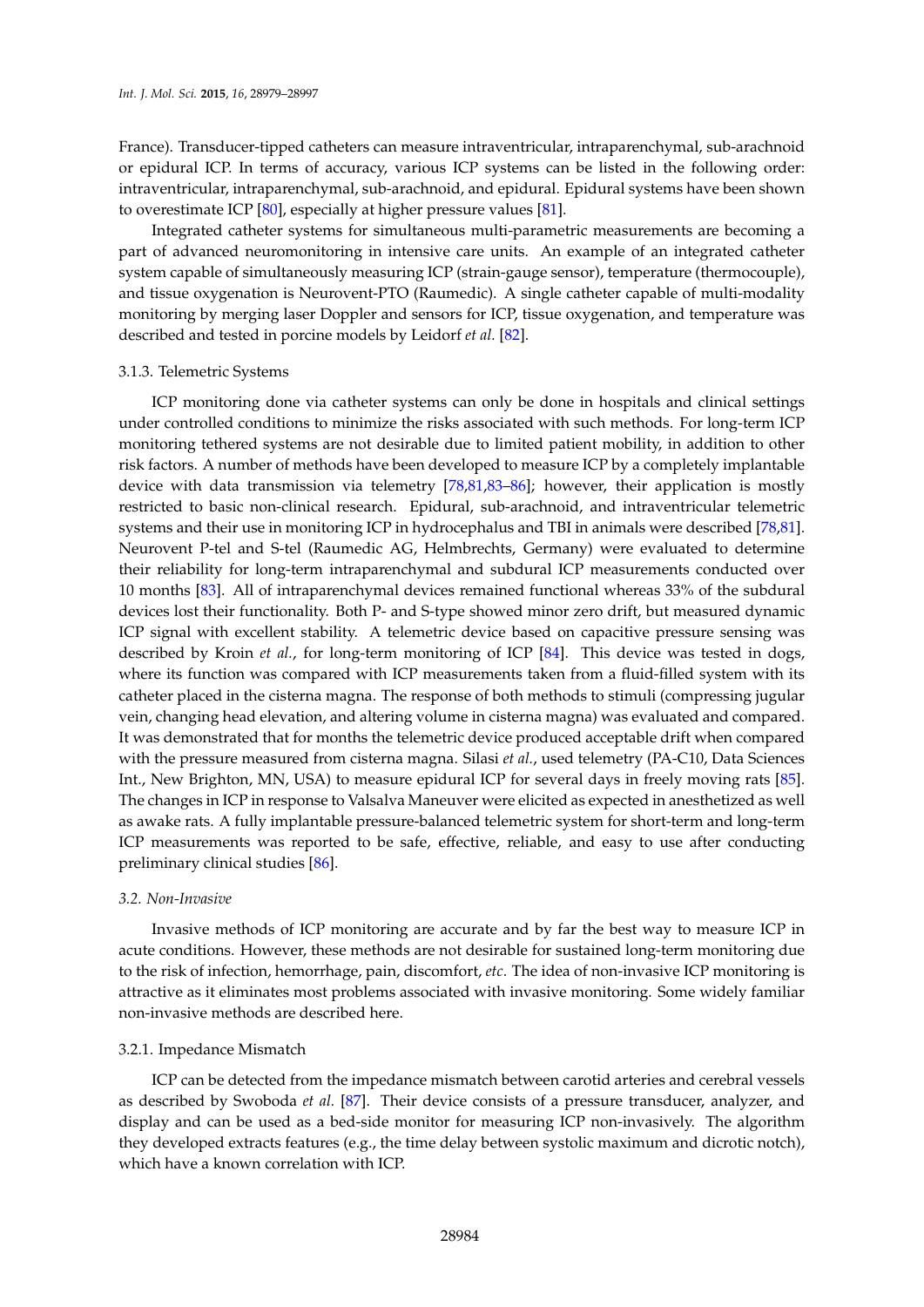France). Transducer-tipped catheters can measure intraventricular, intraparenchymal, sub-arachnoid or epidural ICP. In terms of accuracy, various ICP systems can be listed in the following order: intraventricular, intraparenchymal, sub-arachnoid, and epidural. Epidural systems have been shown to overestimate ICP [80], especially at higher pressure values [81].

Integrated catheter systems for simultaneous multi-parametric measurements are becoming a part of advanced neuromonitoring in intensive care units. An example of an integrated catheter system capable of simultaneously measuring ICP (strain-gauge sensor), temperature (thermocouple), and tissue oxygenation is Neurovent-PTO (Raumedic). A single catheter capable of multi-modality monitoring by merging laser Doppler and sensors for ICP, tissue oxygenation, and temperature was described and tested in porcine models by Leidorf *et al.* [82].

#### 3.1.3. Telemetric Systems

ICP monitoring done via catheter systems can only be done in hospitals and clinical settings under controlled conditions to minimize the risks associated with such methods. For long-term ICP monitoring tethered systems are not desirable due to limited patient mobility, in addition to other risk factors. A number of methods have been developed to measure ICP by a completely implantable device with data transmission via telemetry [78,81,83–86]; however, their application is mostly restricted to basic non-clinical research. Epidural, sub-arachnoid, and intraventricular telemetric systems and their use in monitoring ICP in hydrocephalus and TBI in animals were described [78,81]. Neurovent P-tel and S-tel (Raumedic AG, Helmbrechts, Germany) were evaluated to determine their reliability for long-term intraparenchymal and subdural ICP measurements conducted over 10 months [83]. All of intraparenchymal devices remained functional whereas 33% of the subdural devices lost their functionality. Both P- and S-type showed minor zero drift, but measured dynamic ICP signal with excellent stability. A telemetric device based on capacitive pressure sensing was described by Kroin *et al.*, for long-term monitoring of ICP [84]. This device was tested in dogs, where its function was compared with ICP measurements taken from a fluid-filled system with its catheter placed in the cisterna magna. The response of both methods to stimuli (compressing jugular vein, changing head elevation, and altering volume in cisterna magna) was evaluated and compared. It was demonstrated that for months the telemetric device produced acceptable drift when compared with the pressure measured from cisterna magna. Silasi *et al.*, used telemetry (PA-C10, Data Sciences Int., New Brighton, MN, USA) to measure epidural ICP for several days in freely moving rats [85]. The changes in ICP in response to Valsalva Maneuver were elicited as expected in anesthetized as well as awake rats. A fully implantable pressure-balanced telemetric system for short-term and long-term ICP measurements was reported to be safe, effective, reliable, and easy to use after conducting preliminary clinical studies [86].

### *3.2. Non-Invasive*

Invasive methods of ICP monitoring are accurate and by far the best way to measure ICP in acute conditions. However, these methods are not desirable for sustained long-term monitoring due to the risk of infection, hemorrhage, pain, discomfort, *etc*. The idea of non-invasive ICP monitoring is attractive as it eliminates most problems associated with invasive monitoring. Some widely familiar non-invasive methods are described here.

#### 3.2.1. Impedance Mismatch

ICP can be detected from the impedance mismatch between carotid arteries and cerebral vessels as described by Swoboda *et al.* [87]. Their device consists of a pressure transducer, analyzer, and display and can be used as a bed-side monitor for measuring ICP non-invasively. The algorithm they developed extracts features (e.g., the time delay between systolic maximum and dicrotic notch), which have a known correlation with ICP.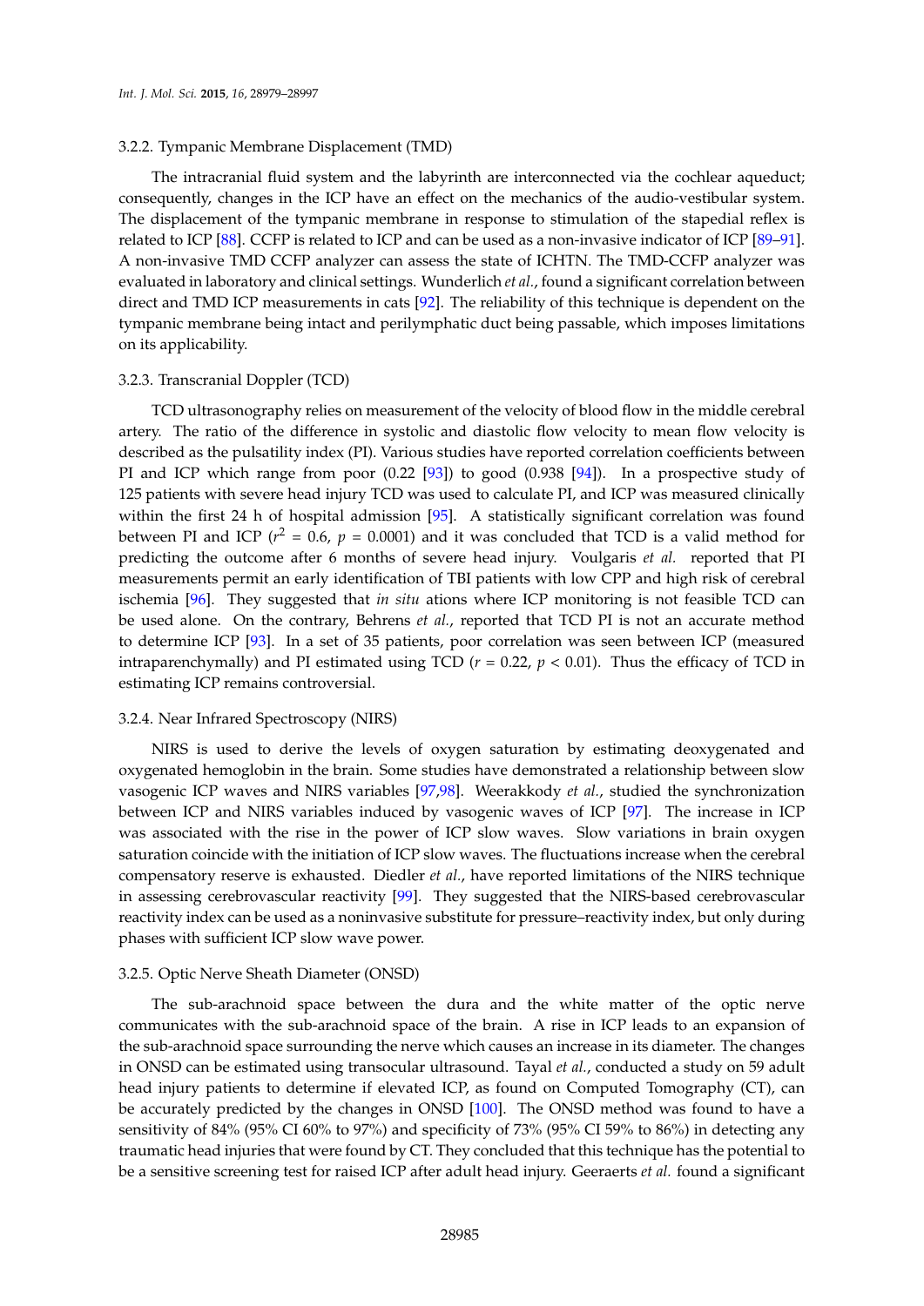#### 3.2.2. Tympanic Membrane Displacement (TMD)

The intracranial fluid system and the labyrinth are interconnected via the cochlear aqueduct; consequently, changes in the ICP have an effect on the mechanics of the audio-vestibular system. The displacement of the tympanic membrane in response to stimulation of the stapedial reflex is related to ICP [88]. CCFP is related to ICP and can be used as a non-invasive indicator of ICP [89–91]. A non-invasive TMD CCFP analyzer can assess the state of ICHTN. The TMD-CCFP analyzer was evaluated in laboratory and clinical settings. Wunderlich *et al.*, found a significant correlation between direct and TMD ICP measurements in cats [92]. The reliability of this technique is dependent on the tympanic membrane being intact and perilymphatic duct being passable, which imposes limitations on its applicability.

#### 3.2.3. Transcranial Doppler (TCD)

TCD ultrasonography relies on measurement of the velocity of blood flow in the middle cerebral artery. The ratio of the difference in systolic and diastolic flow velocity to mean flow velocity is described as the pulsatility index (PI). Various studies have reported correlation coefficients between PI and ICP which range from poor (0.22 [93]) to good (0.938 [94]). In a prospective study of 125 patients with severe head injury TCD was used to calculate PI, and ICP was measured clinically within the first 24 h of hospital admission [95]. A statistically significant correlation was found between PI and ICP ($r^2 = 0.6$, $p = 0.0001$) and it was concluded that TCD is a valid method for predicting the outcome after 6 months of severe head injury. Voulgaris *et al.* reported that PI measurements permit an early identification of TBI patients with low CPP and high risk of cerebral ischemia [96]. They suggested that *in situ* ations where ICP monitoring is not feasible TCD can be used alone. On the contrary, Behrens *et al.*, reported that TCD PI is not an accurate method to determine ICP [93]. In a set of 35 patients, poor correlation was seen between ICP (measured intraparenchymally) and PI estimated using TCD ($r = 0.22$, $p < 0.01$). Thus the efficacy of TCD in estimating ICP remains controversial.

#### 3.2.4. Near Infrared Spectroscopy (NIRS)

NIRS is used to derive the levels of oxygen saturation by estimating deoxygenated and oxygenated hemoglobin in the brain. Some studies have demonstrated a relationship between slow vasogenic ICP waves and NIRS variables [97,98]. Weerakkody *et al.*, studied the synchronization between ICP and NIRS variables induced by vasogenic waves of ICP [97]. The increase in ICP was associated with the rise in the power of ICP slow waves. Slow variations in brain oxygen saturation coincide with the initiation of ICP slow waves. The fluctuations increase when the cerebral compensatory reserve is exhausted. Diedler *et al.*, have reported limitations of the NIRS technique in assessing cerebrovascular reactivity [99]. They suggested that the NIRS-based cerebrovascular reactivity index can be used as a noninvasive substitute for pressure–reactivity index, but only during phases with sufficient ICP slow wave power.

#### 3.2.5. Optic Nerve Sheath Diameter (ONSD)

The sub-arachnoid space between the dura and the white matter of the optic nerve communicates with the sub-arachnoid space of the brain. A rise in ICP leads to an expansion of the sub-arachnoid space surrounding the nerve which causes an increase in its diameter. The changes in ONSD can be estimated using transocular ultrasound. Tayal *et al.*, conducted a study on 59 adult head injury patients to determine if elevated ICP, as found on Computed Tomography (CT), can be accurately predicted by the changes in ONSD [100]. The ONSD method was found to have a sensitivity of 84% (95% CI 60% to 97%) and specificity of 73% (95% CI 59% to 86%) in detecting any traumatic head injuries that were found by CT. They concluded that this technique has the potential to be a sensitive screening test for raised ICP after adult head injury. Geeraerts *et al.* found a significant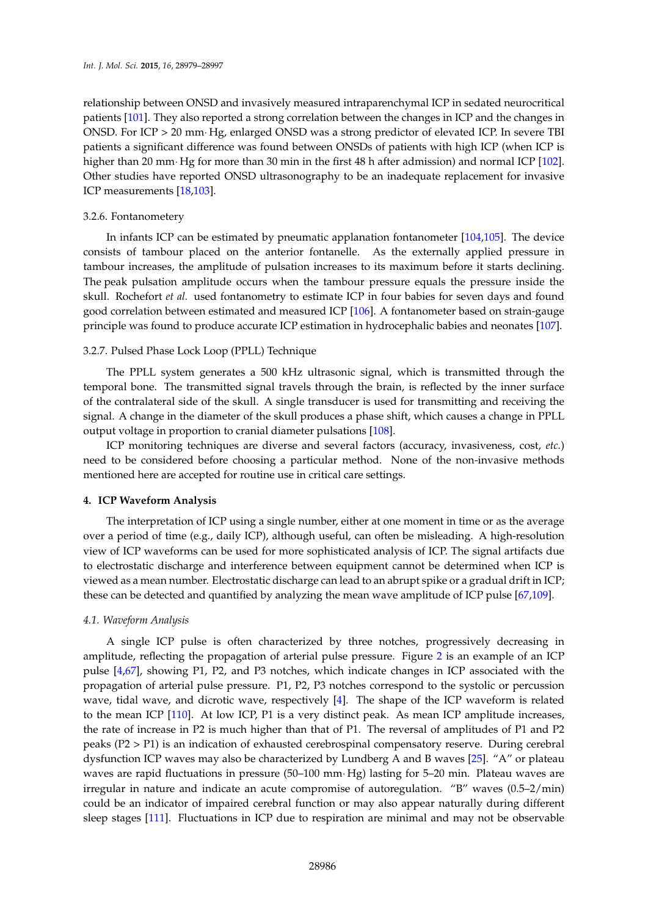relationship between ONSD and invasively measured intraparenchymal ICP in sedated neurocritical patients [101]. They also reported a strong correlation between the changes in ICP and the changes in ONSD. For ICP > 20 mm· Hg, enlarged ONSD was a strong predictor of elevated ICP. In severe TBI patients a significant difference was found between ONSDs of patients with high ICP (when ICP is higher than 20 mm· Hg for more than 30 min in the first 48 h after admission) and normal ICP [102]. Other studies have reported ONSD ultrasonography to be an inadequate replacement for invasive ICP measurements [18,103].

3.2.6. Fontanometery

In infants ICP can be estimated by pneumatic applanation fontanometer [104,105]. The device consists of tambour placed on the anterior fontanelle. As the externally applied pressure in tambour increases, the amplitude of pulsation increases to its maximum before it starts declining. The peak pulsation amplitude occurs when the tambour pressure equals the pressure inside the skull. Rochefort *et al.* used fontanometry to estimate ICP in four babies for seven days and found good correlation between estimated and measured ICP [106]. A fontanometer based on strain-gauge principle was found to produce accurate ICP estimation in hydrocephalic babies and neonates [107].

3.2.7. Pulsed Phase Lock Loop (PPLL) Technique

The PPLL system generates a 500 kHz ultrasonic signal, which is transmitted through the temporal bone. The transmitted signal travels through the brain, is reflected by the inner surface of the contralateral side of the skull. A single transducer is used for transmitting and receiving the signal. A change in the diameter of the skull produces a phase shift, which causes a change in PPLL output voltage in proportion to cranial diameter pulsations [108].

ICP monitoring techniques are diverse and several factors (accuracy, invasiveness, cost, *etc.*) need to be considered before choosing a particular method. None of the non-invasive methods mentioned here are accepted for routine use in critical care settings.

## 4. ICP Waveform Analysis

The interpretation of ICP using a single number, either at one moment in time or as the average over a period of time (e.g., daily ICP), although useful, can often be misleading. A high-resolution view of ICP waveforms can be used for more sophisticated analysis of ICP. The signal artifacts due to electrostatic discharge and interference between equipment cannot be determined when ICP is viewed as a mean number. Electrostatic discharge can lead to an abrupt spike or a gradual drift in ICP; these can be detected and quantified by analyzing the mean wave amplitude of ICP pulse [67,109].

### *4.1. Waveform Analysis*

A single ICP pulse is often characterized by three notches, progressively decreasing in amplitude, reflecting the propagation of arterial pulse pressure. Figure 2 is an example of an ICP pulse [4,67], showing P1, P2, and P3 notches, which indicate changes in ICP associated with the propagation of arterial pulse pressure. P1, P2, P3 notches correspond to the systolic or percussion wave, tidal wave, and dicrotic wave, respectively [4]. The shape of the ICP waveform is related to the mean ICP [110]. At low ICP, P1 is a very distinct peak. As mean ICP amplitude increases, the rate of increase in P2 is much higher than that of P1. The reversal of amplitudes of P1 and P2 peaks (P2 > P1) is an indication of exhausted cerebrospinal compensatory reserve. During cerebral dysfunction ICP waves may also be characterized by Lundberg A and B waves [25]. "A" or plateau waves are rapid fluctuations in pressure (50–100 mm· Hg) lasting for 5–20 min. Plateau waves are irregular in nature and indicate an acute compromise of autoregulation. "B" waves (0.5–2/min) could be an indicator of impaired cerebral function or may also appear naturally during different sleep stages [111]. Fluctuations in ICP due to respiration are minimal and may not be observable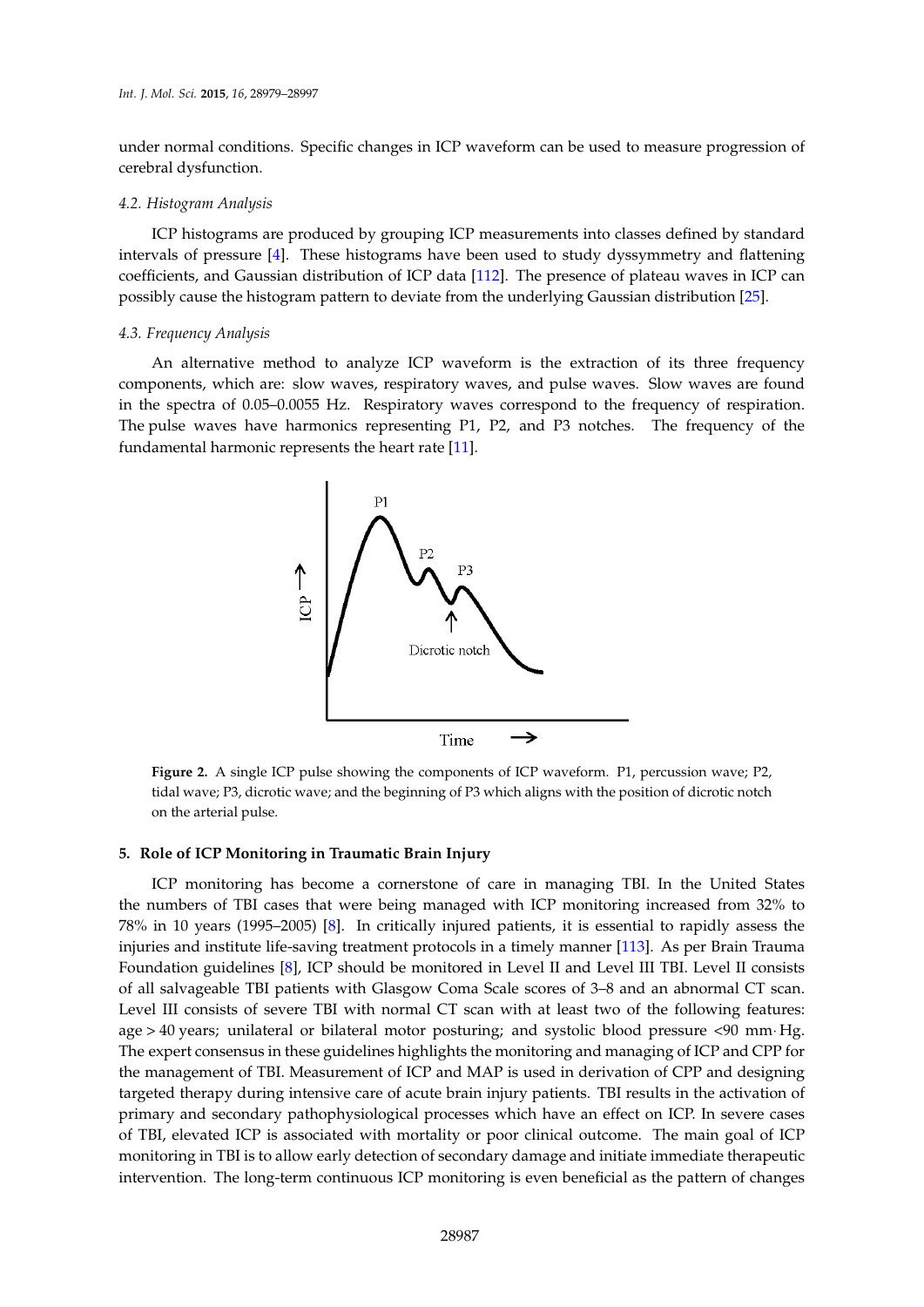under normal conditions. Specific changes in ICP waveform can be used to measure progression of cerebral dysfunction.

### 4.2. Histogram Analysis

ICP histograms are produced by grouping ICP measurements into classes defined by standard intervals of pressure [4]. These histograms have been used to study dyssymmetry and flattening coefficients, and Gaussian distribution of ICP data [112]. The presence of plateau waves in ICP can possibly cause the histogram pattern to deviate from the underlying Gaussian distribution [25].

### 4.3. Frequency Analysis

An alternative method to analyze ICP waveform is the extraction of its three frequency components, which are: slow waves, respiratory waves, and pulse waves. Slow waves are found in the spectra of 0.05–0.0055 Hz. Respiratory waves correspond to the frequency of respiration. The pulse waves have harmonics representing P1, P2, and P3 notches. The frequency of the fundamental harmonic represents the heart rate [11].

**Figure 2.** A single ICP pulse showing the components of ICP waveform. P1, percussion wave; P2, tidal wave; P3, dicrotic wave; and the beginning of P3 which aligns with the position of dicrotic notch on the arterial pulse.

## 5. Role of ICP Monitoring in Traumatic Brain Injury

ICP monitoring has become a cornerstone of care in managing TBI. In the United States the numbers of TBI cases that were being managed with ICP monitoring increased from 32% to 78% in 10 years (1995–2005) [8]. In critically injured patients, it is essential to rapidly assess the injuries and institute life-saving treatment protocols in a timely manner [113]. As per Brain Trauma Foundation guidelines [8], ICP should be monitored in Level II and Level III TBI. Level II consists of all salvageable TBI patients with Glasgow Coma Scale scores of 3–8 and an abnormal CT scan. Level III consists of severe TBI with normal CT scan with at least two of the following features: age > 40 years; unilateral or bilateral motor posturing; and systolic blood pressure <90 mm·Hg. The expert consensus in these guidelines highlights the monitoring and managing of ICP and CPP for the management of TBI. Measurement of ICP and MAP is used in derivation of CPP and designing targeted therapy during intensive care of acute brain injury patients. TBI results in the activation of primary and secondary pathophysiological processes which have an effect on ICP. In severe cases of TBI, elevated ICP is associated with mortality or poor clinical outcome. The main goal of ICP monitoring in TBI is to allow early detection of secondary damage and initiate immediate therapeutic intervention. The long-term continuous ICP monitoring is even beneficial as the pattern of changes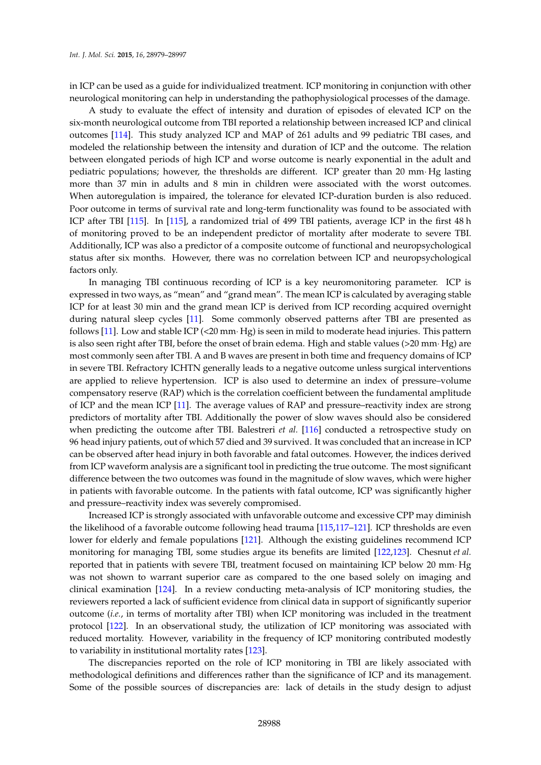in ICP can be used as a guide for individualized treatment. ICP monitoring in conjunction with other neurological monitoring can help in understanding the pathophysiological processes of the damage.

A study to evaluate the effect of intensity and duration of episodes of elevated ICP on the six-month neurological outcome from TBI reported a relationship between increased ICP and clinical outcomes [114]. This study analyzed ICP and MAP of 261 adults and 99 pediatric TBI cases, and modeled the relationship between the intensity and duration of ICP and the outcome. The relation between elongated periods of high ICP and worse outcome is nearly exponential in the adult and pediatric populations; however, the thresholds are different. ICP greater than 20 mm· Hg lasting more than 37 min in adults and 8 min in children were associated with the worst outcomes. When autoregulation is impaired, the tolerance for elevated ICP-duration burden is also reduced. Poor outcome in terms of survival rate and long-term functionality was found to be associated with ICP after TBI [115]. In [115], a randomized trial of 499 TBI patients, average ICP in the first 48 h of monitoring proved to be an independent predictor of mortality after moderate to severe TBI. Additionally, ICP was also a predictor of a composite outcome of functional and neuropsychological status after six months. However, there was no correlation between ICP and neuropsychological factors only.

In managing TBI continuous recording of ICP is a key neuromonitoring parameter. ICP is expressed in two ways, as "mean" and "grand mean". The mean ICP is calculated by averaging stable ICP for at least 30 min and the grand mean ICP is derived from ICP recording acquired overnight during natural sleep cycles [11]. Some commonly observed patterns after TBI are presented as follows [11]. Low and stable ICP (<20 mm· Hg) is seen in mild to moderate head injuries. This pattern is also seen right after TBI, before the onset of brain edema. High and stable values (>20 mm· Hg) are most commonly seen after TBI. A and B waves are present in both time and frequency domains of ICP in severe TBI. Refractory ICHTN generally leads to a negative outcome unless surgical interventions are applied to relieve hypertension. ICP is also used to determine an index of pressure–volume compensatory reserve (RAP) which is the correlation coefficient between the fundamental amplitude of ICP and the mean ICP [11]. The average values of RAP and pressure–reactivity index are strong predictors of mortality after TBI. Additionally the power of slow waves should also be considered when predicting the outcome after TBI. Balestreri *et al.* [116] conducted a retrospective study on 96 head injury patients, out of which 57 died and 39 survived. It was concluded that an increase in ICP can be observed after head injury in both favorable and fatal outcomes. However, the indices derived from ICP waveform analysis are a significant tool in predicting the true outcome. The most significant difference between the two outcomes was found in the magnitude of slow waves, which were higher in patients with favorable outcome. In the patients with fatal outcome, ICP was significantly higher and pressure–reactivity index was severely compromised.

Increased ICP is strongly associated with unfavorable outcome and excessive CPP may diminish the likelihood of a favorable outcome following head trauma [115,117–121]. ICP thresholds are even lower for elderly and female populations [121]. Although the existing guidelines recommend ICP monitoring for managing TBI, some studies argue its benefits are limited [122,123]. Chesnut *et al.* reported that in patients with severe TBI, treatment focused on maintaining ICP below 20 mm· Hg was not shown to warrant superior care as compared to the one based solely on imaging and clinical examination [124]. In a review conducting meta-analysis of ICP monitoring studies, the reviewers reported a lack of sufficient evidence from clinical data in support of significantly superior outcome (*i.e.*, in terms of mortality after TBI) when ICP monitoring was included in the treatment protocol [122]. In an observational study, the utilization of ICP monitoring was associated with reduced mortality. However, variability in the frequency of ICP monitoring contributed modestly to variability in institutional mortality rates [123].

The discrepancies reported on the role of ICP monitoring in TBI are likely associated with methodological definitions and differences rather than the significance of ICP and its management. Some of the possible sources of discrepancies are: lack of details in the study design to adjust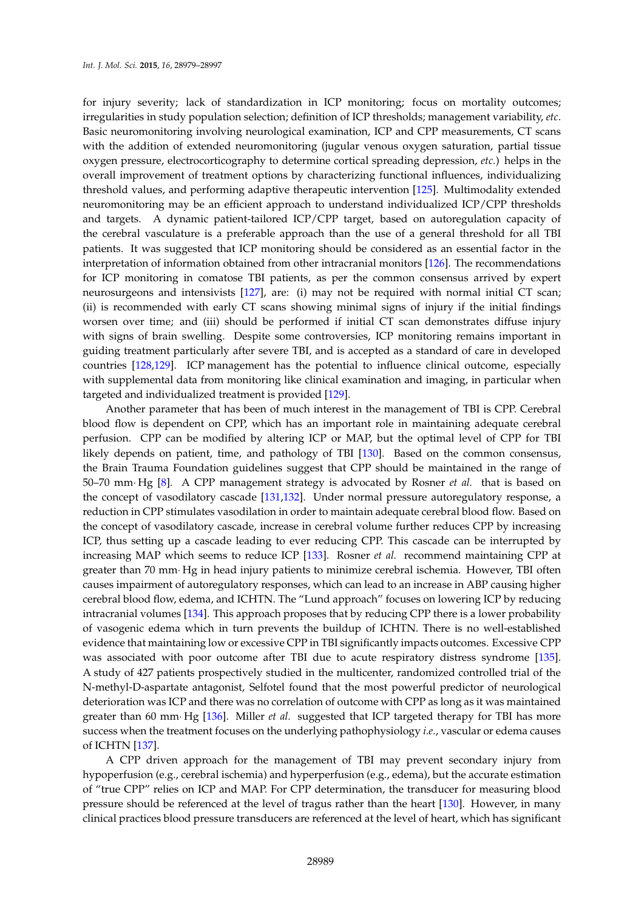for injury severity; lack of standardization in ICP monitoring; focus on mortality outcomes; irregularities in study population selection; definition of ICP thresholds; management variability, *etc*. Basic neuromonitoring involving neurological examination, ICP and CPP measurements, CT scans with the addition of extended neuromonitoring (jugular venous oxygen saturation, partial tissue oxygen pressure, electrocorticography to determine cortical spreading depression, *etc.*) helps in the overall improvement of treatment options by characterizing functional influences, individualizing threshold values, and performing adaptive therapeutic intervention [125]. Multimodality extended neuromonitoring may be an efficient approach to understand individualized ICP/CPP thresholds and targets. A dynamic patient-tailored ICP/CPP target, based on autoregulation capacity of the cerebral vasculature is a preferable approach than the use of a general threshold for all TBI patients. It was suggested that ICP monitoring should be considered as an essential factor in the interpretation of information obtained from other intracranial monitors [126]. The recommendations for ICP monitoring in comatose TBI patients, as per the common consensus arrived by expert neurosurgeons and intensivists [127], are: (i) may not be required with normal initial CT scan; (ii) is recommended with early CT scans showing minimal signs of injury if the initial findings worsen over time; and (iii) should be performed if initial CT scan demonstrates diffuse injury with signs of brain swelling. Despite some controversies, ICP monitoring remains important in guiding treatment particularly after severe TBI, and is accepted as a standard of care in developed countries [128,129]. ICP management has the potential to influence clinical outcome, especially with supplemental data from monitoring like clinical examination and imaging, in particular when targeted and individualized treatment is provided [129].

Another parameter that has been of much interest in the management of TBI is CPP. Cerebral blood flow is dependent on CPP, which has an important role in maintaining adequate cerebral perfusion. CPP can be modified by altering ICP or MAP, but the optimal level of CPP for TBI likely depends on patient, time, and pathology of TBI [130]. Based on the common consensus, the Brain Trauma Foundation guidelines suggest that CPP should be maintained in the range of 50–70 mm· Hg [8]. A CPP management strategy is advocated by Rosner *et al.* that is based on the concept of vasodilatory cascade [131,132]. Under normal pressure autoregulatory response, a reduction in CPP stimulates vasodilation in order to maintain adequate cerebral blood flow. Based on the concept of vasodilatory cascade, increase in cerebral volume further reduces CPP by increasing ICP, thus setting up a cascade leading to ever reducing CPP. This cascade can be interrupted by increasing MAP which seems to reduce ICP [133]. Rosner *et al.* recommend maintaining CPP at greater than 70 mm· Hg in head injury patients to minimize cerebral ischemia. However, TBI often causes impairment of autoregulatory responses, which can lead to an increase in ABP causing higher cerebral blood flow, edema, and ICHTN. The "Lund approach" focuses on lowering ICP by reducing intracranial volumes [134]. This approach proposes that by reducing CPP there is a lower probability of vasogenic edema which in turn prevents the buildup of ICHTN. There is no well-established evidence that maintaining low or excessive CPP in TBI significantly impacts outcomes. Excessive CPP was associated with poor outcome after TBI due to acute respiratory distress syndrome [135]. A study of 427 patients prospectively studied in the multicenter, randomized controlled trial of the N-methyl-D-aspartate antagonist, Selfotel found that the most powerful predictor of neurological deterioration was ICP and there was no correlation of outcome with CPP as long as it was maintained greater than 60 mm· Hg [136]. Miller *et al.* suggested that ICP targeted therapy for TBI has more success when the treatment focuses on the underlying pathophysiology *i.e.*, vascular or edema causes of ICHTN [137].

A CPP driven approach for the management of TBI may prevent secondary injury from hypoperfusion (e.g., cerebral ischemia) and hyperperfusion (e.g., edema), but the accurate estimation of "true CPP" relies on ICP and MAP. For CPP determination, the transducer for measuring blood pressure should be referenced at the level of tragus rather than the heart [130]. However, in many clinical practices blood pressure transducers are referenced at the level of heart, which has significant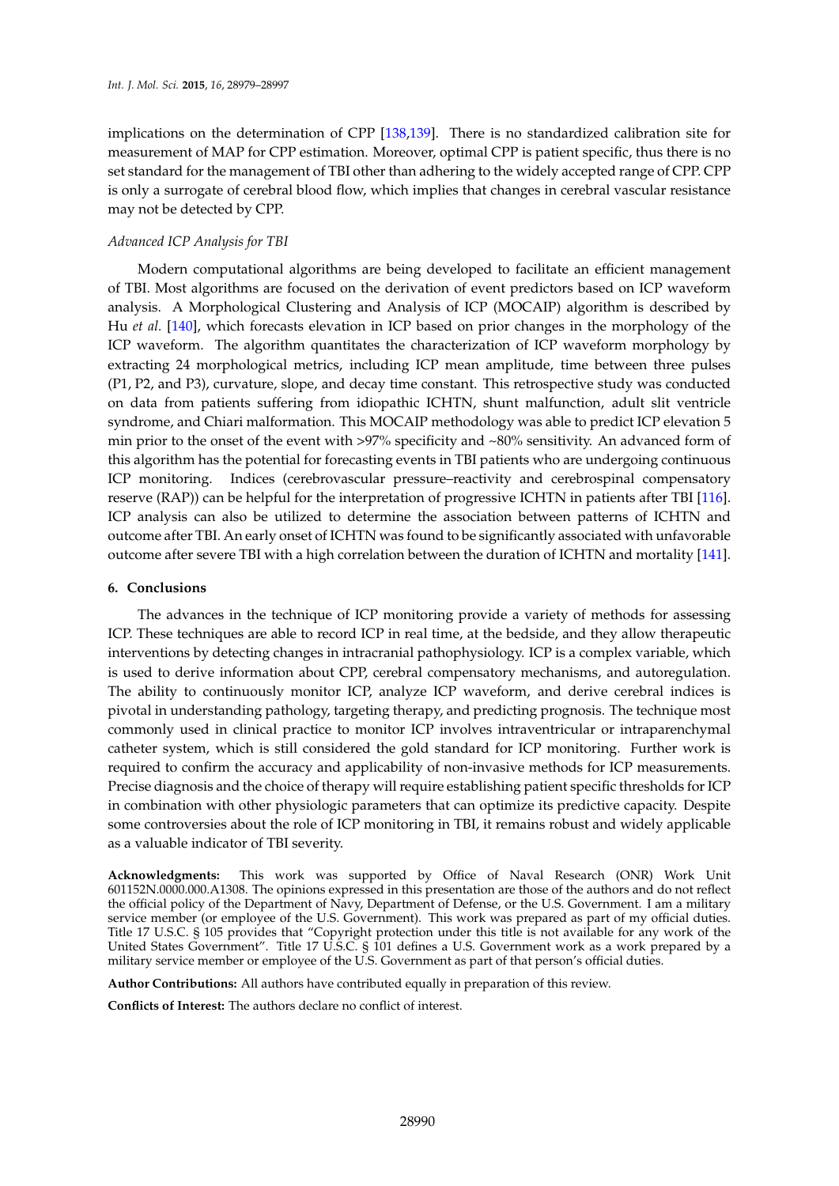implications on the determination of CPP [138,139]. There is no standardized calibration site for measurement of MAP for CPP estimation. Moreover, optimal CPP is patient specific, thus there is no set standard for the management of TBI other than adhering to the widely accepted range of CPP. CPP is only a surrogate of cerebral blood flow, which implies that changes in cerebral vascular resistance may not be detected by CPP.

*Advanced ICP Analysis for TBI*

Modern computational algorithms are being developed to facilitate an efficient management of TBI. Most algorithms are focused on the derivation of event predictors based on ICP waveform analysis. A Morphological Clustering and Analysis of ICP (MOCAIP) algorithm is described by Hu *et al.* [140], which forecasts elevation in ICP based on prior changes in the morphology of the ICP waveform. The algorithm quantitates the characterization of ICP waveform morphology by extracting 24 morphological metrics, including ICP mean amplitude, time between three pulses (P1, P2, and P3), curvature, slope, and decay time constant. This retrospective study was conducted on data from patients suffering from idiopathic ICHTN, shunt malfunction, adult slit ventricle syndrome, and Chiari malformation. This MOCAIP methodology was able to predict ICP elevation 5 min prior to the onset of the event with >97% specificity and ~80% sensitivity. An advanced form of this algorithm has the potential for forecasting events in TBI patients who are undergoing continuous ICP monitoring. Indices (cerebrovascular pressure–reactivity and cerebrospinal compensatory reserve (RAP)) can be helpful for the interpretation of progressive ICHTN in patients after TBI [116]. ICP analysis can also be utilized to determine the association between patterns of ICHTN and outcome after TBI. An early onset of ICHTN was found to be significantly associated with unfavorable outcome after severe TBI with a high correlation between the duration of ICHTN and mortality [141].

## 6. Conclusions

The advances in the technique of ICP monitoring provide a variety of methods for assessing ICP. These techniques are able to record ICP in real time, at the bedside, and they allow therapeutic interventions by detecting changes in intracranial pathophysiology. ICP is a complex variable, which is used to derive information about CPP, cerebral compensatory mechanisms, and autoregulation. The ability to continuously monitor ICP, analyze ICP waveform, and derive cerebral indices is pivotal in understanding pathology, targeting therapy, and predicting prognosis. The technique most commonly used in clinical practice to monitor ICP involves intraventricular or intraparenchymal catheter system, which is still considered the gold standard for ICP monitoring. Further work is required to confirm the accuracy and applicability of non-invasive methods for ICP measurements. Precise diagnosis and the choice of therapy will require establishing patient specific thresholds for ICP in combination with other physiologic parameters that can optimize its predictive capacity. Despite some controversies about the role of ICP monitoring in TBI, it remains robust and widely applicable as a valuable indicator of TBI severity.

**Acknowledgments:** This work was supported by Office of Naval Research (ONR) Work Unit 601152N.0000.000.A1308. The opinions expressed in this presentation are those of the authors and do not reflect the official policy of the Department of Navy, Department of Defense, or the U.S. Government. I am a military service member (or employee of the U.S. Government). This work was prepared as part of my official duties. Title 17 U.S.C. § 105 provides that "Copyright protection under this title is not available for any work of the United States Government". Title 17 U.S.C. § 101 defines a U.S. Government work as a work prepared by a military service member or employee of the U.S. Government as part of that person's official duties.

**Author Contributions:** All authors have contributed equally in preparation of this review.

**Conflicts of Interest:** The authors declare no conflict of interest.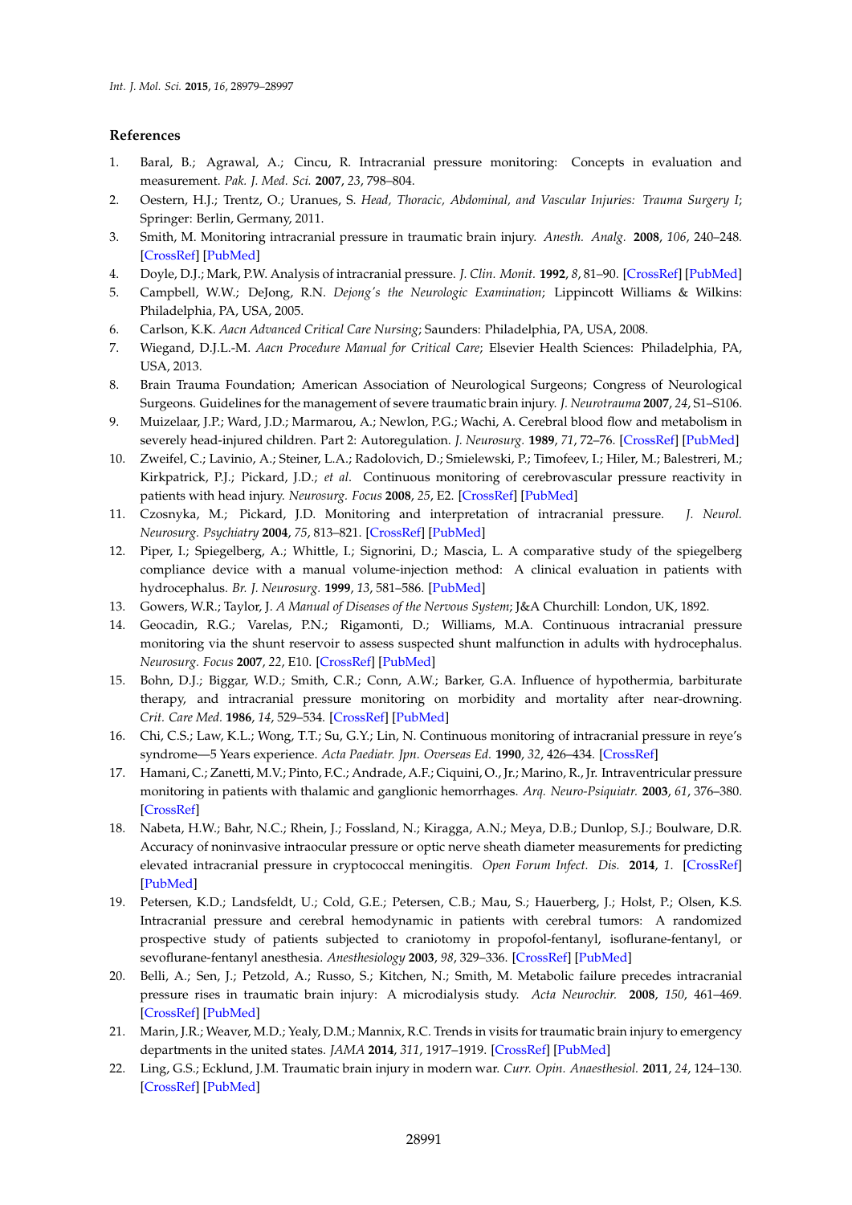## References

1. Baral, B.; Agrawal, A.; Cincu, R. Intracranial pressure monitoring: Concepts in evaluation and measurement. *Pak. J. Med. Sci.* **2007**, *23*, 798–804.
2. Oestern, H.J.; Trentz, O.; Uranues, S. *Head, Thoracic, Abdominal, and Vascular Injuries: Trauma Surgery I*; Springer: Berlin, Germany, 2011.
3. Smith, M. Monitoring intracranial pressure in traumatic brain injury. *Anesth. Analg.* **2008**, *106*, 240–248. [CrossRef] [PubMed]
4. Doyle, D.J.; Mark, P.W. Analysis of intracranial pressure. *J. Clin. Monit.* **1992**, *8*, 81–90. [CrossRef] [PubMed]
5. Campbell, W.W.; DeJong, R.N. *Dejong's the Neurologic Examination*; Lippincott Williams & Wilkins: Philadelphia, PA, USA, 2005.
6. Carlson, K.K. *Aacn Advanced Critical Care Nursing*; Saunders: Philadelphia, PA, USA, 2008.
7. Wiegand, D.J.L.-M. *Aacn Procedure Manual for Critical Care*; Elsevier Health Sciences: Philadelphia, PA, USA, 2013.
8. Brain Trauma Foundation; American Association of Neurological Surgeons; Congress of Neurological Surgeons. Guidelines for the management of severe traumatic brain injury. *J. Neurotrauma* **2007**, *24*, S1–S106.
9. Muizelaar, J.P.; Ward, J.D.; Marmarou, A.; Newlon, P.G.; Wachi, A. Cerebral blood flow and metabolism in severely head-injured children. Part 2: Autoregulation. *J. Neurosurg.* **1989**, *71*, 72–76. [CrossRef] [PubMed]
10. Zweifel, C.; Lavinio, A.; Steiner, L.A.; Radolovich, D.; Smielewski, P.; Timofeev, I.; Hiler, M.; Balestreri, M.; Kirkpatrick, P.J.; Pickard, J.D.; *et al.* Continuous monitoring of cerebrovascular pressure reactivity in patients with head injury. *Neurosurg. Focus* **2008**, *25*, E2. [CrossRef] [PubMed]
11. Czosnyka, M.; Pickard, J.D. Monitoring and interpretation of intracranial pressure. *J. Neurol. Neurosurg. Psychiatry* **2004**, *75*, 813–821. [CrossRef] [PubMed]
12. Piper, I.; Spiegelberg, A.; Whittle, I.; Signorini, D.; Mascia, L. A comparative study of the spiegelberg compliance device with a manual volume-injection method: A clinical evaluation in patients with hydrocephalus. *Br. J. Neurosurg.* **1999**, *13*, 581–586. [PubMed]
13. Gowers, W.R.; Taylor, J. *A Manual of Diseases of the Nervous System*; J&A Churchill: London, UK, 1892.
14. Geocadin, R.G.; Varelas, P.N.; Rigamonti, D.; Williams, M.A. Continuous intracranial pressure monitoring via the shunt reservoir to assess suspected shunt malfunction in adults with hydrocephalus. *Neurosurg. Focus* **2007**, *22*, E10. [CrossRef] [PubMed]
15. Bohn, D.J.; Biggar, W.D.; Smith, C.R.; Conn, A.W.; Barker, G.A. Influence of hypothermia, barbiturate therapy, and intracranial pressure monitoring on morbidity and mortality after near-drowning. *Crit. Care Med.* **1986**, *14*, 529–534. [CrossRef] [PubMed]
16. Chi, C.S.; Law, K.L.; Wong, T.T.; Su, G.Y.; Lin, N. Continuous monitoring of intracranial pressure in reye's syndrome—5 Years experience. *Acta Paediatr. Jpn. Overseas Ed.* **1990**, *32*, 426–434. [CrossRef]
17. Hamani, C.; Zanetti, M.V.; Pinto, F.C.; Andrade, A.F.; Ciquini, O., Jr.; Marino, R., Jr. Intraventricular pressure monitoring in patients with thalamic and ganglionic hemorrhages. *Arq. Neuro-Psiquiatr.* **2003**, *61*, 376–380. [CrossRef]
18. Nabeta, H.W.; Bahr, N.C.; Rhein, J.; Fossland, N.; Kiragga, A.N.; Meya, D.B.; Dunlop, S.J.; Boulware, D.R. Accuracy of noninvasive intraocular pressure or optic nerve sheath diameter measurements for predicting elevated intracranial pressure in cryptococcal meningitis. *Open Forum Infect. Dis.* **2014**, *1*. [CrossRef] [PubMed]
19. Petersen, K.D.; Landsfeldt, U.; Cold, G.E.; Petersen, C.B.; Mau, S.; Hauerberg, J.; Holst, P.; Olsen, K.S. Intracranial pressure and cerebral hemodynamic in patients with cerebral tumors: A randomized prospective study of patients subjected to craniotomy in propofol-fentanyl, isoflurane-fentanyl, or sevoflurane-fentanyl anesthesia. *Anesthesiology* **2003**, *98*, 329–336. [CrossRef] [PubMed]
20. Belli, A.; Sen, J.; Petzold, A.; Russo, S.; Kitchen, N.; Smith, M. Metabolic failure precedes intracranial pressure rises in traumatic brain injury: A microdialysis study. *Acta Neurochir.* **2008**, *150*, 461–469. [CrossRef] [PubMed]
21. Marin, J.R.; Weaver, M.D.; Yealy, D.M.; Mannix, R.C. Trends in visits for traumatic brain injury to emergency departments in the united states. *JAMA* **2014**, *311*, 1917–1919. [CrossRef] [PubMed]
22. Ling, G.S.; Ecklund, J.M. Traumatic brain injury in modern war. *Curr. Opin. Anaesthesiol.* **2011**, *24*, 124–130. [CrossRef] [PubMed]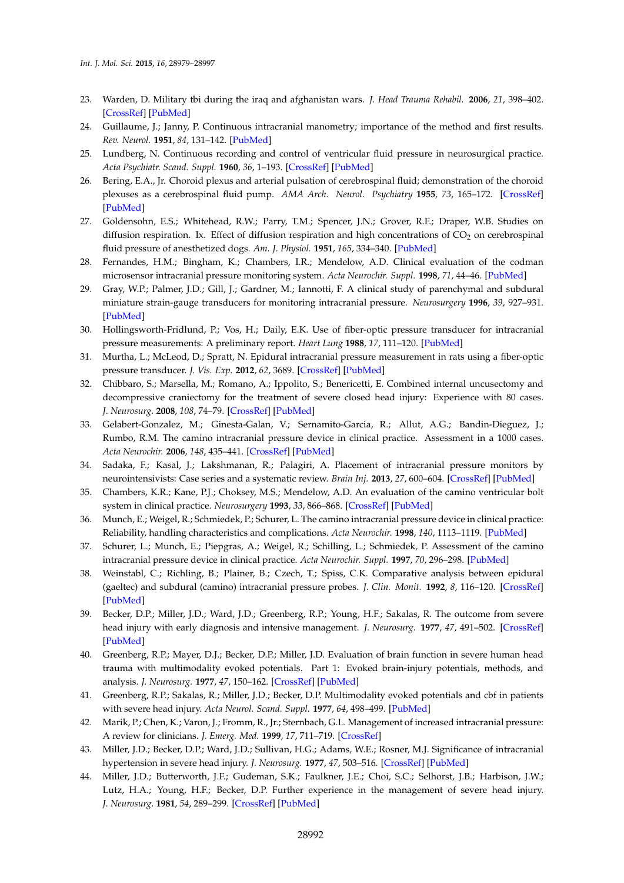23. Warden, D. Military tbi during the iraq and afghanistan wars. *J. Head Trauma Rehabil.* **2006**, *21*, 398–402. [CrossRef] [PubMed]
24. Guillaume, J.; Janny, P. Continuous intracranial manometry; importance of the method and first results. *Rev. Neurol.* **1951**, *84*, 131–142. [PubMed]
25. Lundberg, N. Continuous recording and control of ventricular fluid pressure in neurosurgical practice. *Acta Psychiatr. Scand. Suppl.* **1960**, *36*, 1–193. [CrossRef] [PubMed]
26. Bering, E.A., Jr. Choroid plexus and arterial pulsation of cerebrospinal fluid; demonstration of the choroid plexuses as a cerebrospinal fluid pump. *AMA Arch. Neurol. Psychiatry* **1955**, *73*, 165–172. [CrossRef] [PubMed]
27. Goldensohn, E.S.; Whitehead, R.W.; Parry, T.M.; Spencer, J.N.; Grover, R.F.; Draper, W.B. Studies on diffusion respiration. Ix. Effect of diffusion respiration and high concentrations of $CO_2$ on cerebrospinal fluid pressure of anesthetized dogs. *Am. J. Physiol.* **1951**, *165*, 334–340. [PubMed]
28. Fernandes, H.M.; Bingham, K.; Chambers, I.R.; Mendelow, A.D. Clinical evaluation of the codman microsensor intracranial pressure monitoring system. *Acta Neurochir. Suppl.* **1998**, *71*, 44–46. [PubMed]
29. Gray, W.P.; Palmer, J.D.; Gill, J.; Gardner, M.; Iannotti, F. A clinical study of parenchymal and subdural miniature strain-gauge transducers for monitoring intracranial pressure. *Neurosurgery* **1996**, *39*, 927–931. [PubMed]
30. Hollingsworth-Fridlund, P.; Vos, H.; Daily, E.K. Use of fiber-optic pressure transducer for intracranial pressure measurements: A preliminary report. *Heart Lung* **1988**, *17*, 111–120. [PubMed]
31. Murtha, L.; McLeod, D.; Spratt, N. Epidural intracranial pressure measurement in rats using a fiber-optic pressure transducer. *J. Vis. Exp.* **2012**, *62*, 3689. [CrossRef] [PubMed]
32. Chibbaro, S.; Marsella, M.; Romano, A.; Ippolito, S.; Benericetti, E. Combined internal uncusectomy and decompressive craniectomy for the treatment of severe closed head injury: Experience with 80 cases. *J. Neurosurg.* **2008**, *108*, 74–79. [CrossRef] [PubMed]
33. Gelabert-Gonzalez, M.; Ginesta-Galan, V.; Sernamito-Garcia, R.; Allut, A.G.; Bandin-Dieguez, J.; Rumbo, R.M. The camino intracranial pressure device in clinical practice. Assessment in a 1000 cases. *Acta Neurochir.* **2006**, *148*, 435–441. [CrossRef] [PubMed]
34. Sadaka, F.; Kasal, J.; Lakshmanan, R.; Palagiri, A. Placement of intracranial pressure monitors by neurointensivists: Case series and a systematic review. *Brain Inj.* **2013**, *27*, 600–604. [CrossRef] [PubMed]
35. Chambers, K.R.; Kane, P.J.; Choksey, M.S.; Mendelow, A.D. An evaluation of the camino ventricular bolt system in clinical practice. *Neurosurgery* **1993**, *33*, 866–868. [CrossRef] [PubMed]
36. Munch, E.; Weigel, R.; Schmiedek, P.; Schurer, L. The camino intracranial pressure device in clinical practice: Reliability, handling characteristics and complications. *Acta Neurochir.* **1998**, *140*, 1113–1119. [PubMed]
37. Schurer, L.; Munch, E.; Piepgras, A.; Weigel, R.; Schilling, L.; Schmiedek, P. Assessment of the camino intracranial pressure device in clinical practice. *Acta Neurochir. Suppl.* **1997**, *70*, 296–298. [PubMed]
38. Weinstabl, C.; Richling, B.; Plainer, B.; Czech, T.; Spiss, C.K. Comparative analysis between epidural (gaeltec) and subdural (camino) intracranial pressure probes. *J. Clin. Monit.* **1992**, *8*, 116–120. [CrossRef] [PubMed]
39. Becker, D.P.; Miller, J.D.; Ward, J.D.; Greenberg, R.P.; Young, H.F.; Sakalas, R. The outcome from severe head injury with early diagnosis and intensive management. *J. Neurosurg.* **1977**, *47*, 491–502. [CrossRef] [PubMed]
40. Greenberg, R.P.; Mayer, D.J.; Becker, D.P.; Miller, J.D. Evaluation of brain function in severe human head trauma with multimodality evoked potentials. Part 1: Evoked brain-injury potentials, methods, and analysis. *J. Neurosurg.* **1977**, *47*, 150–162. [CrossRef] [PubMed]
41. Greenberg, R.P.; Sakalas, R.; Miller, J.D.; Becker, D.P. Multimodality evoked potentials and cbf in patients with severe head injury. *Acta Neurol. Scand. Suppl.* **1977**, *64*, 498–499. [PubMed]
42. Marik, P.; Chen, K.; Varon, J.; Fromm, R., Jr.; Sternbach, G.L. Management of increased intracranial pressure: A review for clinicians. *J. Emerg. Med.* **1999**, *17*, 711–719. [CrossRef]
43. Miller, J.D.; Becker, D.P.; Ward, J.D.; Sullivan, H.G.; Adams, W.E.; Rosner, M.J. Significance of intracranial hypertension in severe head injury. *J. Neurosurg.* **1977**, *47*, 503–516. [CrossRef] [PubMed]
44. Miller, J.D.; Butterworth, J.F.; Gudeman, S.K.; Faulkner, J.E.; Choi, S.C.; Selhorst, J.B.; Harbison, J.W.; Lutz, H.A.; Young, H.F.; Becker, D.P. Further experience in the management of severe head injury. *J. Neurosurg.* **1981**, *54*, 289–299. [CrossRef] [PubMed]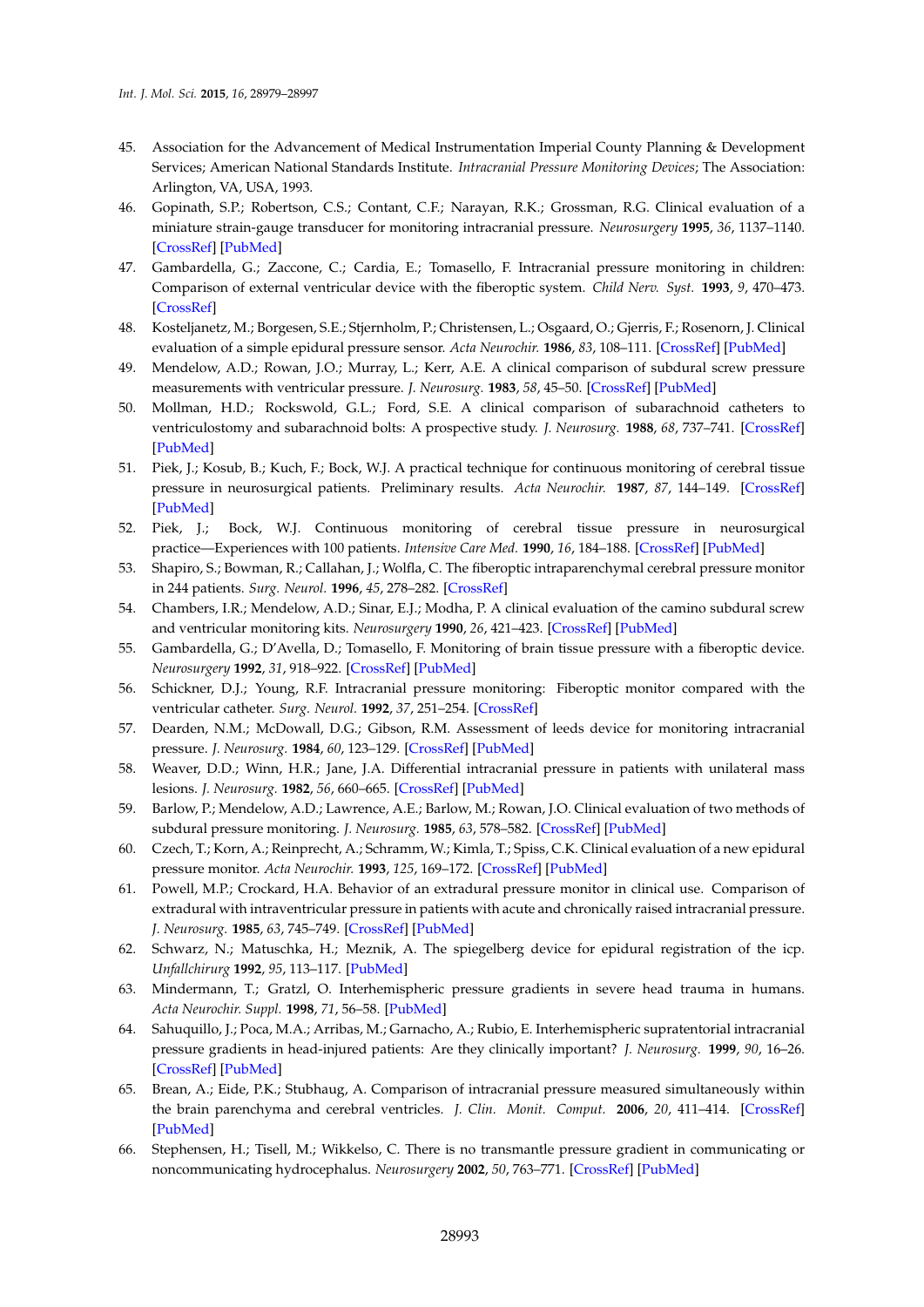45. Association for the Advancement of Medical Instrumentation Imperial County Planning & Development Services; American National Standards Institute. *Intracranial Pressure Monitoring Devices*; The Association: Arlington, VA, USA, 1993.
46. Gopinath, S.P.; Robertson, C.S.; Contant, C.F.; Narayan, R.K.; Grossman, R.G. Clinical evaluation of a miniature strain-gauge transducer for monitoring intracranial pressure. *Neurosurgery* **1995**, *36*, 1137–1140. [CrossRef] [PubMed]
47. Gambardella, G.; Zaccone, C.; Cardia, E.; Tomasello, F. Intracranial pressure monitoring in children: Comparison of external ventricular device with the fiberoptic system. *Child Nerv. Syst.* **1993**, *9*, 470–473. [CrossRef]
48. Kosteljanetz, M.; Borgesen, S.E.; Stjernholm, P.; Christensen, L.; Osgaard, O.; Gjerris, F.; Rosenorn, J. Clinical evaluation of a simple epidural pressure sensor. *Acta Neurochir.* **1986**, *83*, 108–111. [CrossRef] [PubMed]
49. Mendelow, A.D.; Rowan, J.O.; Murray, L.; Kerr, A.E. A clinical comparison of subdural screw pressure measurements with ventricular pressure. *J. Neurosurg.* **1983**, *58*, 45–50. [CrossRef] [PubMed]
50. Mollman, H.D.; Rockswold, G.L.; Ford, S.E. A clinical comparison of subarachnoid catheters to ventriculostomy and subarachnoid bolts: A prospective study. *J. Neurosurg.* **1988**, *68*, 737–741. [CrossRef] [PubMed]
51. Piek, J.; Kosub, B.; Kuch, F.; Bock, W.J. A practical technique for continuous monitoring of cerebral tissue pressure in neurosurgical patients. Preliminary results. *Acta Neurochir.* **1987**, *87*, 144–149. [CrossRef] [PubMed]
52. Piek, J.; Bock, W.J. Continuous monitoring of cerebral tissue pressure in neurosurgical practice—Experiences with 100 patients. *Intensive Care Med.* **1990**, *16*, 184–188. [CrossRef] [PubMed]
53. Shapiro, S.; Bowman, R.; Callahan, J.; Wolfla, C. The fiberoptic intraparenchymal cerebral pressure monitor in 244 patients. *Surg. Neurol.* **1996**, *45*, 278–282. [CrossRef]
54. Chambers, I.R.; Mendelow, A.D.; Sinar, E.J.; Modha, P. A clinical evaluation of the camino subdural screw and ventricular monitoring kits. *Neurosurgery* **1990**, *26*, 421–423. [CrossRef] [PubMed]
55. Gambardella, G.; D'Avella, D.; Tomasello, F. Monitoring of brain tissue pressure with a fiberoptic device. *Neurosurgery* **1992**, *31*, 918–922. [CrossRef] [PubMed]
56. Schickner, D.J.; Young, R.F. Intracranial pressure monitoring: Fiberoptic monitor compared with the ventricular catheter. *Surg. Neurol.* **1992**, *37*, 251–254. [CrossRef]
57. Dearden, N.M.; McDowall, D.G.; Gibson, R.M. Assessment of leeds device for monitoring intracranial pressure. *J. Neurosurg.* **1984**, *60*, 123–129. [CrossRef] [PubMed]
58. Weaver, D.D.; Winn, H.R.; Jane, J.A. Differential intracranial pressure in patients with unilateral mass lesions. *J. Neurosurg.* **1982**, *56*, 660–665. [CrossRef] [PubMed]
59. Barlow, P.; Mendelow, A.D.; Lawrence, A.E.; Barlow, M.; Rowan, J.O. Clinical evaluation of two methods of subdural pressure monitoring. *J. Neurosurg.* **1985**, *63*, 578–582. [CrossRef] [PubMed]
60. Czech, T.; Korn, A.; Reinprecht, A.; Schramm, W.; Kimla, T.; Spiss, C.K. Clinical evaluation of a new epidural pressure monitor. *Acta Neurochir.* **1993**, *125*, 169–172. [CrossRef] [PubMed]
61. Powell, M.P.; Crockard, H.A. Behavior of an extradural pressure monitor in clinical use. Comparison of extradural with intraventricular pressure in patients with acute and chronically raised intracranial pressure. *J. Neurosurg.* **1985**, *63*, 745–749. [CrossRef] [PubMed]
62. Schwarz, N.; Matuschka, H.; Meznik, A. The spiegelberg device for epidural registration of the icp. *Unfallchirurg* **1992**, *95*, 113–117. [PubMed]
63. Mindermann, T.; Gratzl, O. Interhemispheric pressure gradients in severe head trauma in humans. *Acta Neurochir. Suppl.* **1998**, *71*, 56–58. [PubMed]
64. Sahuquillo, J.; Poca, M.A.; Arribas, M.; Garnacho, A.; Rubio, E. Interhemispheric supratentorial intracranial pressure gradients in head-injured patients: Are they clinically important? *J. Neurosurg.* **1999**, *90*, 16–26. [CrossRef] [PubMed]
65. Brean, A.; Eide, P.K.; Stubhaug, A. Comparison of intracranial pressure measured simultaneously within the brain parenchyma and cerebral ventricles. *J. Clin. Monit. Comput.* **2006**, *20*, 411–414. [CrossRef] [PubMed]
66. Stephensen, H.; Tisell, M.; Wikkelso, C. There is no transmantle pressure gradient in communicating or noncommunicating hydrocephalus. *Neurosurgery* **2002**, *50*, 763–771. [CrossRef] [PubMed]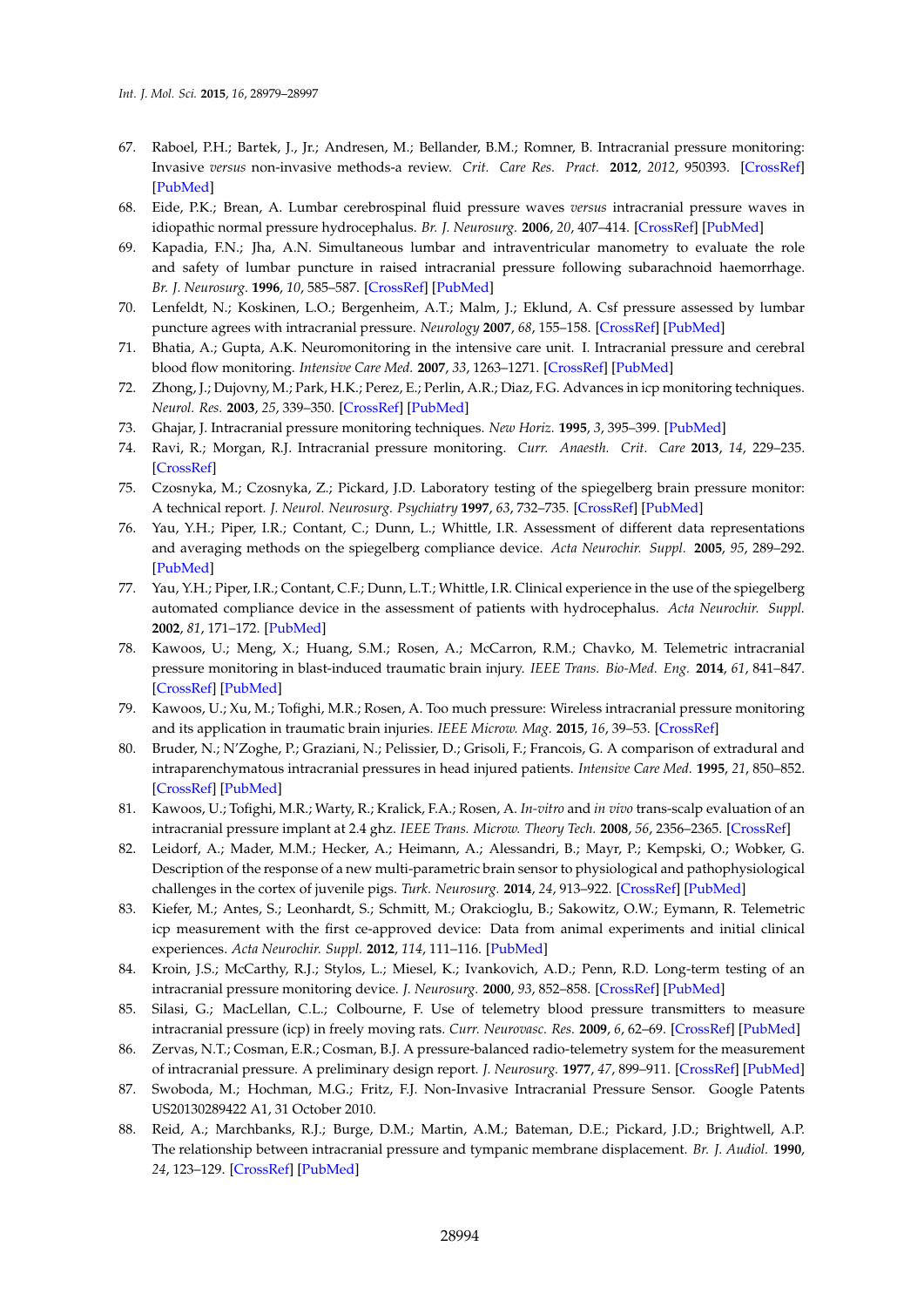67. Raboel, P.H.; Bartek, J., Jr.; Andresen, M.; Bellander, B.M.; Romner, B. Intracranial pressure monitoring: Invasive *versus* non-invasive methods-a review. *Crit. Care Res. Pract.* **2012**, *2012*, 950393. [CrossRef] [PubMed]
68. Eide, P.K.; Brean, A. Lumbar cerebrospinal fluid pressure waves *versus* intracranial pressure waves in idiopathic normal pressure hydrocephalus. *Br. J. Neurosurg.* **2006**, *20*, 407–414. [CrossRef] [PubMed]
69. Kapadia, F.N.; Jha, A.N. Simultaneous lumbar and intraventricular manometry to evaluate the role and safety of lumbar puncture in raised intracranial pressure following subarachnoid haemorrhage. *Br. J. Neurosurg.* **1996**, *10*, 585–587. [CrossRef] [PubMed]
70. Lenfeldt, N.; Koskinen, L.O.; Bergenheim, A.T.; Malm, J.; Eklund, A. Csf pressure assessed by lumbar puncture agrees with intracranial pressure. *Neurology* **2007**, *68*, 155–158. [CrossRef] [PubMed]
71. Bhatia, A.; Gupta, A.K. Neuromonitoring in the intensive care unit. I. Intracranial pressure and cerebral blood flow monitoring. *Intensive Care Med.* **2007**, *33*, 1263–1271. [CrossRef] [PubMed]
72. Zhong, J.; Dujovny, M.; Park, H.K.; Perez, E.; Perlin, A.R.; Diaz, F.G. Advances in icp monitoring techniques. *Neurol. Res.* **2003**, *25*, 339–350. [CrossRef] [PubMed]
73. Ghajar, J. Intracranial pressure monitoring techniques. *New Horiz.* **1995**, *3*, 395–399. [PubMed]
74. Ravi, R.; Morgan, R.J. Intracranial pressure monitoring. *Curr. Anaesth. Crit. Care* **2013**, *14*, 229–235. [CrossRef]
75. Czosnyka, M.; Czosnyka, Z.; Pickard, J.D. Laboratory testing of the spiegelberg brain pressure monitor: A technical report. *J. Neurol. Neurosurg. Psychiatry* **1997**, *63*, 732–735. [CrossRef] [PubMed]
76. Yau, Y.H.; Piper, I.R.; Contant, C.; Dunn, L.; Whittle, I.R. Assessment of different data representations and averaging methods on the spiegelberg compliance device. *Acta Neurochir. Suppl.* **2005**, *95*, 289–292. [PubMed]
77. Yau, Y.H.; Piper, I.R.; Contant, C.F.; Dunn, L.T.; Whittle, I.R. Clinical experience in the use of the spiegelberg automated compliance device in the assessment of patients with hydrocephalus. *Acta Neurochir. Suppl.* **2002**, *81*, 171–172. [PubMed]
78. Kawoos, U.; Meng, X.; Huang, S.M.; Rosen, A.; McCarron, R.M.; Chavko, M. Telemetric intracranial pressure monitoring in blast-induced traumatic brain injury. *IEEE Trans. Bio-Med. Eng.* **2014**, *61*, 841–847. [CrossRef] [PubMed]
79. Kawoos, U.; Xu, M.; Tofighi, M.R.; Rosen, A. Too much pressure: Wireless intracranial pressure monitoring and its application in traumatic brain injuries. *IEEE Microw. Mag.* **2015**, *16*, 39–53. [CrossRef]
80. Bruder, N.; N'Zoghe, P.; Graziani, N.; Pelissier, D.; Grisoli, F.; Francois, G. A comparison of extradural and intraparenchymatous intracranial pressures in head injured patients. *Intensive Care Med.* **1995**, *21*, 850–852. [CrossRef] [PubMed]
81. Kawoos, U.; Tofighi, M.R.; Warty, R.; Kralick, F.A.; Rosen, A. *In-vitro* and *in vivo* trans-scalp evaluation of an intracranial pressure implant at 2.4 ghz. *IEEE Trans. Microw. Theory Tech.* **2008**, *56*, 2356–2365. [CrossRef]
82. Leidorf, A.; Mader, M.M.; Hecker, A.; Heimann, A.; Alessandri, B.; Mayr, P.; Kempski, O.; Wobker, G. Description of the response of a new multi-parametric brain sensor to physiological and pathophysiological challenges in the cortex of juvenile pigs. *Turk. Neurosurg.* **2014**, *24*, 913–922. [CrossRef] [PubMed]
83. Kiefer, M.; Antes, S.; Leonhardt, S.; Schmitt, M.; Orakcioglu, B.; Sakowitz, O.W.; Eymann, R. Telemetric icp measurement with the first ce-approved device: Data from animal experiments and initial clinical experiences. *Acta Neurochir. Suppl.* **2012**, *114*, 111–116. [PubMed]
84. Kroin, J.S.; McCarthy, R.J.; Stylos, L.; Miesel, K.; Ivankovich, A.D.; Penn, R.D. Long-term testing of an intracranial pressure monitoring device. *J. Neurosurg.* **2000**, *93*, 852–858. [CrossRef] [PubMed]
85. Silasi, G.; MacLellan, C.L.; Colbourne, F. Use of telemetry blood pressure transmitters to measure intracranial pressure (icp) in freely moving rats. *Curr. Neurovasc. Res.* **2009**, *6*, 62–69. [CrossRef] [PubMed]
86. Zervas, N.T.; Cosman, E.R.; Cosman, B.J. A pressure-balanced radio-telemetry system for the measurement of intracranial pressure. A preliminary design report. *J. Neurosurg.* **1977**, *47*, 899–911. [CrossRef] [PubMed]
87. Swoboda, M.; Hochman, M.G.; Fritz, F.J. Non-Invasive Intracranial Pressure Sensor. Google Patents US20130289422 A1, 31 October 2010.
88. Reid, A.; Marchbanks, R.J.; Burge, D.M.; Martin, A.M.; Bateman, D.E.; Pickard, J.D.; Brightwell, A.P. The relationship between intracranial pressure and tympanic membrane displacement. *Br. J. Audiol.* **1990**, *24*, 123–129. [CrossRef] [PubMed]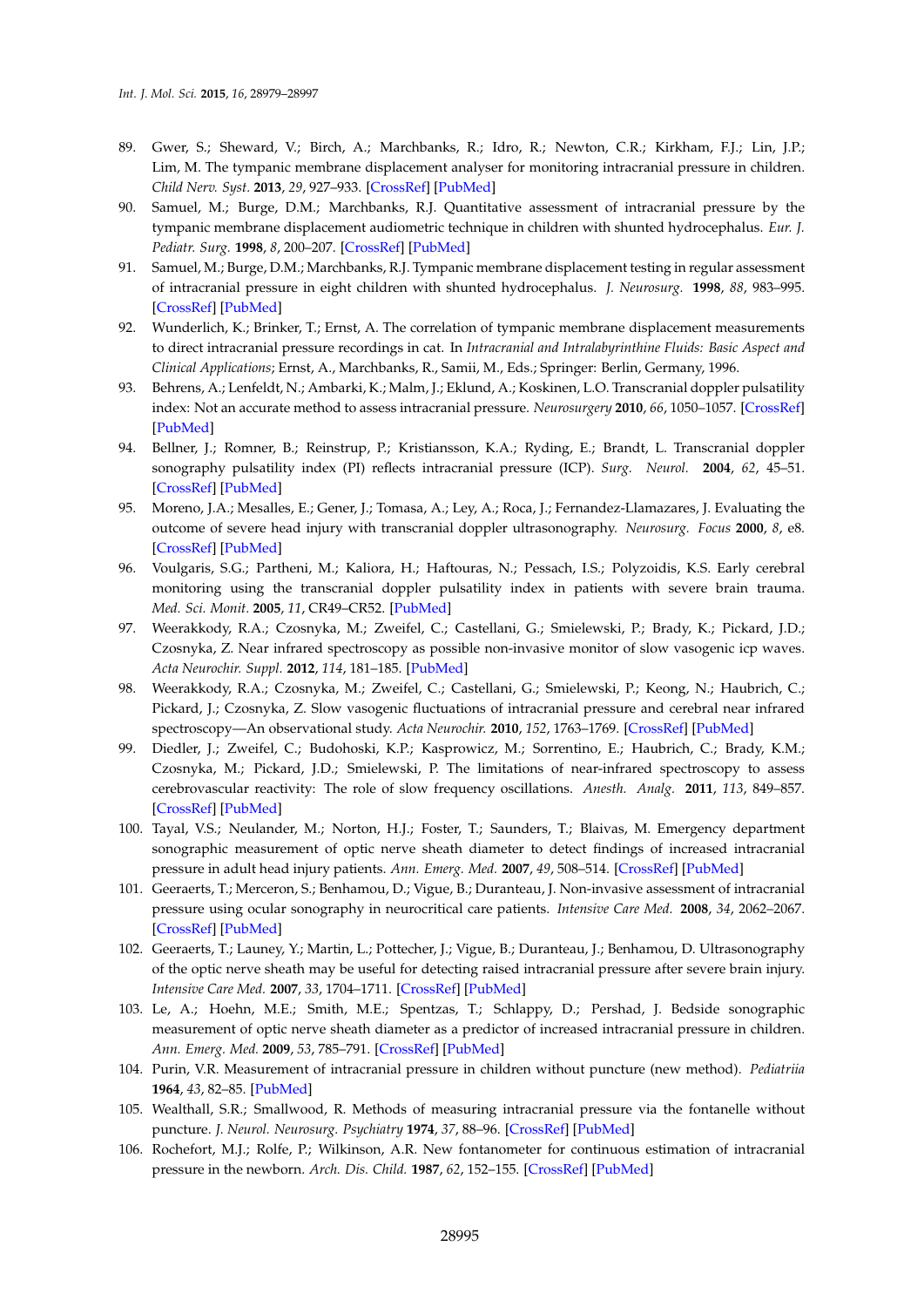89. Gwer, S.; Sheward, V.; Birch, A.; Marchbanks, R.; Idro, R.; Newton, C.R.; Kirkham, F.J.; Lin, J.P.; Lim, M. The tympanic membrane displacement analyser for monitoring intracranial pressure in children. *Child Nerv. Syst.* **2013**, *29*, 927–933. [CrossRef] [PubMed]
90. Samuel, M.; Burge, D.M.; Marchbanks, R.J. Quantitative assessment of intracranial pressure by the tympanic membrane displacement audiometric technique in children with shunted hydrocephalus. *Eur. J. Pediatr. Surg.* **1998**, *8*, 200–207. [CrossRef] [PubMed]
91. Samuel, M.; Burge, D.M.; Marchbanks, R.J. Tympanic membrane displacement testing in regular assessment of intracranial pressure in eight children with shunted hydrocephalus. *J. Neurosurg.* **1998**, *88*, 983–995. [CrossRef] [PubMed]
92. Wunderlich, K.; Brinker, T.; Ernst, A. The correlation of tympanic membrane displacement measurements to direct intracranial pressure recordings in cat. In *Intracranial and Intralabyrinthine Fluids: Basic Aspect and Clinical Applications*; Ernst, A., Marchbanks, R., Samii, M., Eds.; Springer: Berlin, Germany, 1996.
93. Behrens, A.; Lenfeldt, N.; Ambarki, K.; Malm, J.; Eklund, A.; Koskinen, L.O. Transcranial doppler pulsatility index: Not an accurate method to assess intracranial pressure. *Neurosurgery* **2010**, *66*, 1050–1057. [CrossRef] [PubMed]
94. Bellner, J.; Romner, B.; Reinstrup, P.; Kristiansson, K.A.; Ryding, E.; Brandt, L. Transcranial doppler sonography pulsatility index (PI) reflects intracranial pressure (ICP). *Surg. Neurol.* **2004**, *62*, 45–51. [CrossRef] [PubMed]
95. Moreno, J.A.; Mesalles, E.; Gener, J.; Tomasa, A.; Ley, A.; Roca, J.; Fernandez-Llamazares, J. Evaluating the outcome of severe head injury with transcranial doppler ultrasonography. *Neurosurg. Focus* **2000**, *8*, e8. [CrossRef] [PubMed]
96. Voulgaris, S.G.; Partheni, M.; Kaliora, H.; Haftouras, N.; Pessach, I.S.; Polyzoidis, K.S. Early cerebral monitoring using the transcranial doppler pulsatility index in patients with severe brain trauma. *Med. Sci. Monit.* **2005**, *11*, CR49–CR52. [PubMed]
97. Weerakkody, R.A.; Czosnyka, M.; Zweifel, C.; Castellani, G.; Smielewski, P.; Brady, K.; Pickard, J.D.; Czosnyka, Z. Near infrared spectroscopy as possible non-invasive monitor of slow vasogenic icp waves. *Acta Neurochir. Suppl.* **2012**, *114*, 181–185. [PubMed]
98. Weerakkody, R.A.; Czosnyka, M.; Zweifel, C.; Castellani, G.; Smielewski, P.; Keong, N.; Haubrich, C.; Pickard, J.; Czosnyka, Z. Slow vasogenic fluctuations of intracranial pressure and cerebral near infrared spectroscopy—An observational study. *Acta Neurochir.* **2010**, *152*, 1763–1769. [CrossRef] [PubMed]
99. Diedler, J.; Zweifel, C.; Budohoski, K.P.; Kasprowicz, M.; Sorrentino, E.; Haubrich, C.; Brady, K.M.; Czosnyka, M.; Pickard, J.D.; Smielewski, P. The limitations of near-infrared spectroscopy to assess cerebrovascular reactivity: The role of slow frequency oscillations. *Anesth. Analg.* **2011**, *113*, 849–857. [CrossRef] [PubMed]
100. Tayal, V.S.; Neulander, M.; Norton, H.J.; Foster, T.; Saunders, T.; Blaivas, M. Emergency department sonographic measurement of optic nerve sheath diameter to detect findings of increased intracranial pressure in adult head injury patients. *Ann. Emerg. Med.* **2007**, *49*, 508–514. [CrossRef] [PubMed]
101. Geeraerts, T.; Merceron, S.; Benhamou, D.; Vigue, B.; Duranteau, J. Non-invasive assessment of intracranial pressure using ocular sonography in neurocritical care patients. *Intensive Care Med.* **2008**, *34*, 2062–2067. [CrossRef] [PubMed]
102. Geeraerts, T.; Launey, Y.; Martin, L.; Pottecher, J.; Vigue, B.; Duranteau, J.; Benhamou, D. Ultrasonography of the optic nerve sheath may be useful for detecting raised intracranial pressure after severe brain injury. *Intensive Care Med.* **2007**, *33*, 1704–1711. [CrossRef] [PubMed]
103. Le, A.; Hoehn, M.E.; Smith, M.E.; Spentzas, T.; Schlappy, D.; Pershad, J. Bedside sonographic measurement of optic nerve sheath diameter as a predictor of increased intracranial pressure in children. *Ann. Emerg. Med.* **2009**, *53*, 785–791. [CrossRef] [PubMed]
104. Purin, V.R. Measurement of intracranial pressure in children without puncture (new method). *Pediatriia* **1964**, *43*, 82–85. [PubMed]
105. Wealthall, S.R.; Smallwood, R. Methods of measuring intracranial pressure via the fontanelle without puncture. *J. Neurol. Neurosurg. Psychiatry* **1974**, *37*, 88–96. [CrossRef] [PubMed]
106. Rochefort, M.J.; Rolfe, P.; Wilkinson, A.R. New fontanometer for continuous estimation of intracranial pressure in the newborn. *Arch. Dis. Child.* **1987**, *62*, 152–155. [CrossRef] [PubMed]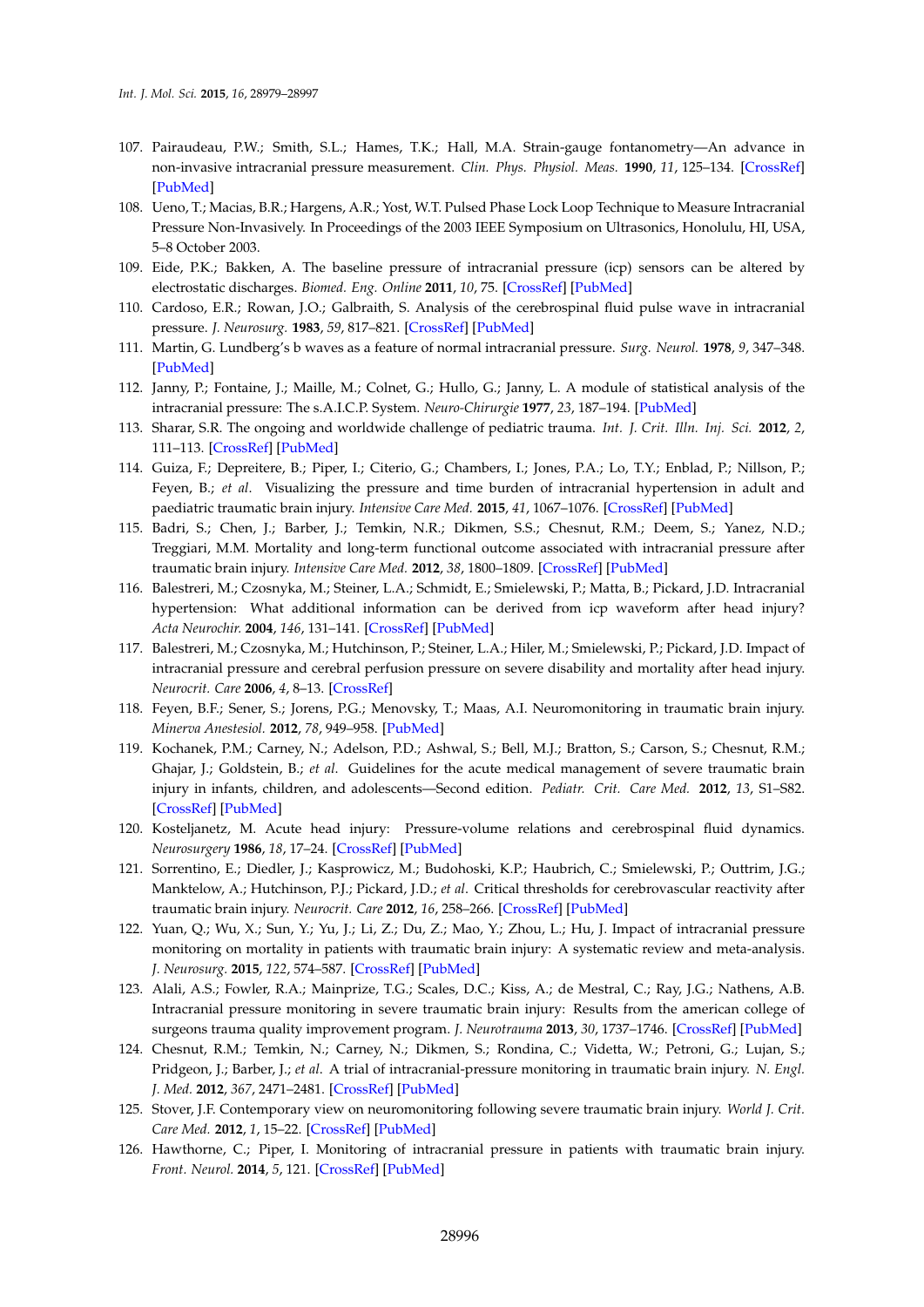107. Pairaudeau, P.W.; Smith, S.L.; Hames, T.K.; Hall, M.A. Strain-gauge fontanometry—An advance in non-invasive intracranial pressure measurement. *Clin. Phys. Physiol. Meas.* **1990**, *11*, 125–134. [CrossRef] [PubMed]
108. Ueno, T.; Macias, B.R.; Hargens, A.R.; Yost, W.T. Pulsed Phase Lock Loop Technique to Measure Intracranial Pressure Non-Invasively. In Proceedings of the 2003 IEEE Symposium on Ultrasonics, Honolulu, HI, USA, 5–8 October 2003.
109. Eide, P.K.; Bakken, A. The baseline pressure of intracranial pressure (icp) sensors can be altered by electrostatic discharges. *Biomed. Eng. Online* **2011**, *10*, 75. [CrossRef] [PubMed]
110. Cardoso, E.R.; Rowan, J.O.; Galbraith, S. Analysis of the cerebrospinal fluid pulse wave in intracranial pressure. *J. Neurosurg.* **1983**, *59*, 817–821. [CrossRef] [PubMed]
111. Martin, G. Lundberg's b waves as a feature of normal intracranial pressure. *Surg. Neurol.* **1978**, *9*, 347–348. [PubMed]
112. Janny, P.; Fontaine, J.; Maille, M.; Colnet, G.; Hullo, G.; Janny, L. A module of statistical analysis of the intracranial pressure: The s.A.I.C.P. System. *Neuro-Chirurgie* **1977**, *23*, 187–194. [PubMed]
113. Sharar, S.R. The ongoing and worldwide challenge of pediatric trauma. *Int. J. Crit. Illn. Inj. Sci.* **2012**, *2*, 111–113. [CrossRef] [PubMed]
114. Guiza, F.; Depreitere, B.; Piper, I.; Citerio, G.; Chambers, I.; Jones, P.A.; Lo, T.Y.; Enblad, P.; Nillson, P.; Feyen, B.; *et al.* Visualizing the pressure and time burden of intracranial hypertension in adult and paediatric traumatic brain injury. *Intensive Care Med.* **2015**, *41*, 1067–1076. [CrossRef] [PubMed]
115. Badri, S.; Chen, J.; Barber, J.; Temkin, N.R.; Dikmen, S.S.; Chesnut, R.M.; Deem, S.; Yanez, N.D.; Treggiari, M.M. Mortality and long-term functional outcome associated with intracranial pressure after traumatic brain injury. *Intensive Care Med.* **2012**, *38*, 1800–1809. [CrossRef] [PubMed]
116. Balestreri, M.; Czosnyka, M.; Steiner, L.A.; Schmidt, E.; Smielewski, P.; Matta, B.; Pickard, J.D. Intracranial hypertension: What additional information can be derived from icp waveform after head injury? *Acta Neurochir.* **2004**, *146*, 131–141. [CrossRef] [PubMed]
117. Balestreri, M.; Czosnyka, M.; Hutchinson, P.; Steiner, L.A.; Hiler, M.; Smielewski, P.; Pickard, J.D. Impact of intracranial pressure and cerebral perfusion pressure on severe disability and mortality after head injury. *Neurocrit. Care* **2006**, *4*, 8–13. [CrossRef]
118. Feyen, B.F.; Sener, S.; Jorens, P.G.; Menovsky, T.; Maas, A.I. Neuromonitoring in traumatic brain injury. *Minerva Anestesiol.* **2012**, *78*, 949–958. [PubMed]
119. Kochanek, P.M.; Carney, N.; Adelson, P.D.; Ashwal, S.; Bell, M.J.; Bratton, S.; Carson, S.; Chesnut, R.M.; Ghajar, J.; Goldstein, B.; *et al.* Guidelines for the acute medical management of severe traumatic brain injury in infants, children, and adolescents—Second edition. *Pediatr. Crit. Care Med.* **2012**, *13*, S1–S82. [CrossRef] [PubMed]
120. Kosteljanetz, M. Acute head injury: Pressure-volume relations and cerebrospinal fluid dynamics. *Neurosurgery* **1986**, *18*, 17–24. [CrossRef] [PubMed]
121. Sorrentino, E.; Diedler, J.; Kasprowicz, M.; Budohoski, K.P.; Haubrich, C.; Smielewski, P.; Outtrim, J.G.; Manktelow, A.; Hutchinson, P.J.; Pickard, J.D.; *et al.* Critical thresholds for cerebrovascular reactivity after traumatic brain injury. *Neurocrit. Care* **2012**, *16*, 258–266. [CrossRef] [PubMed]
122. Yuan, Q.; Wu, X.; Sun, Y.; Yu, J.; Li, Z.; Du, Z.; Mao, Y.; Zhou, L.; Hu, J. Impact of intracranial pressure monitoring on mortality in patients with traumatic brain injury: A systematic review and meta-analysis. *J. Neurosurg.* **2015**, *122*, 574–587. [CrossRef] [PubMed]
123. Alali, A.S.; Fowler, R.A.; Mainprize, T.G.; Scales, D.C.; Kiss, A.; de Mestral, C.; Ray, J.G.; Nathens, A.B. Intracranial pressure monitoring in severe traumatic brain injury: Results from the american college of surgeons trauma quality improvement program. *J. Neurotrauma* **2013**, *30*, 1737–1746. [CrossRef] [PubMed]
124. Chesnut, R.M.; Temkin, N.; Carney, N.; Dikmen, S.; Rondina, C.; Videtta, W.; Petroni, G.; Lujan, S.; Pridgeon, J.; Barber, J.; *et al.* A trial of intracranial-pressure monitoring in traumatic brain injury. *N. Engl. J. Med.* **2012**, *367*, 2471–2481. [CrossRef] [PubMed]
125. Stover, J.F. Contemporary view on neuromonitoring following severe traumatic brain injury. *World J. Crit. Care Med.* **2012**, *1*, 15–22. [CrossRef] [PubMed]
126. Hawthorne, C.; Piper, I. Monitoring of intracranial pressure in patients with traumatic brain injury. *Front. Neurol.* **2014**, *5*, 121. [CrossRef] [PubMed]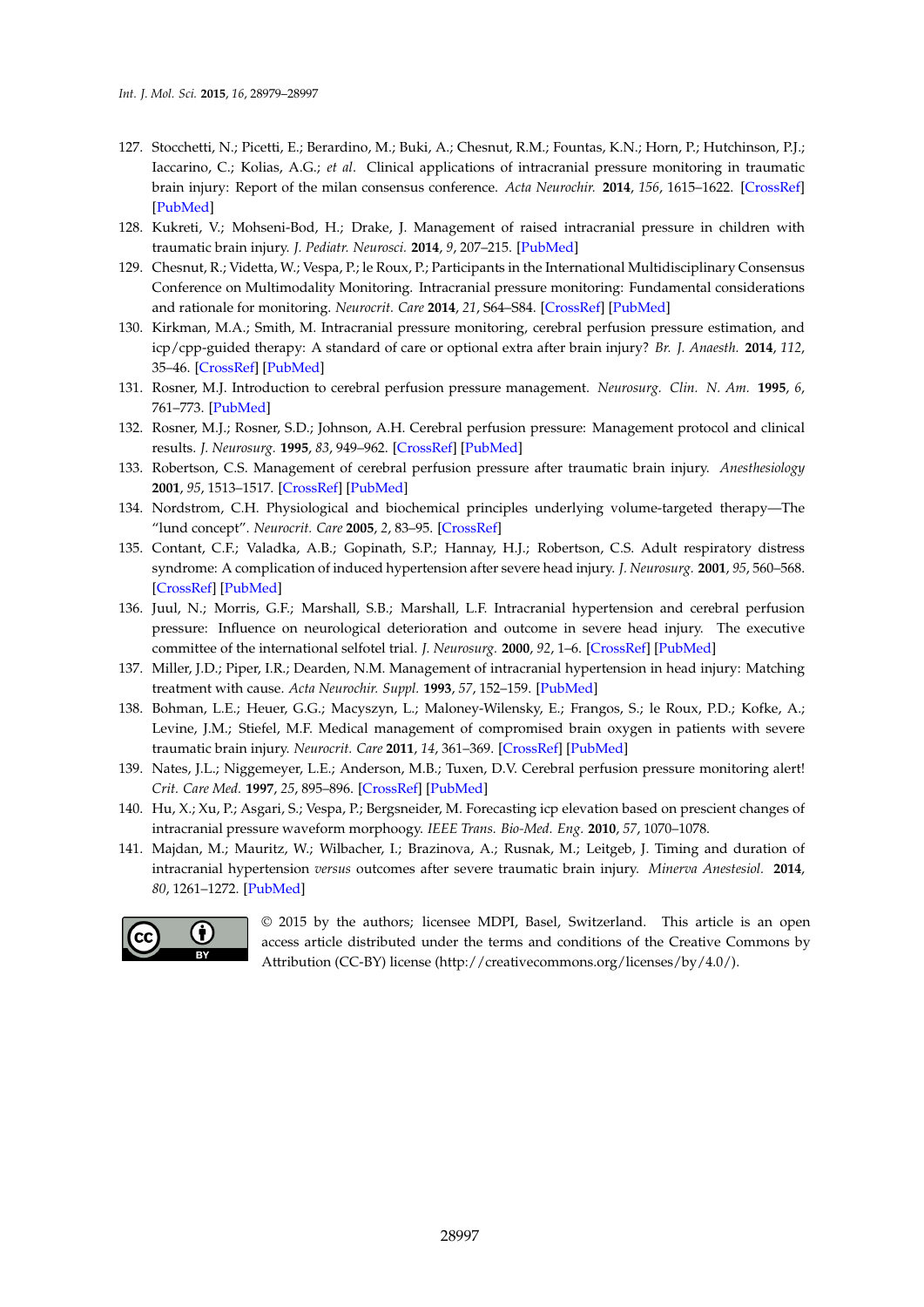127. Stocchetti, N.; Picetti, E.; Berardino, M.; Buki, A.; Chesnut, R.M.; Fountas, K.N.; Horn, P.; Hutchinson, P.J.; Iaccarino, C.; Kolias, A.G.; *et al.* Clinical applications of intracranial pressure monitoring in traumatic brain injury: Report of the milan consensus conference. *Acta Neurochir.* **2014**, *156*, 1615–1622. [CrossRef] [PubMed]
128. Kukreti, V.; Mohseni-Bod, H.; Drake, J. Management of raised intracranial pressure in children with traumatic brain injury. *J. Pediatr. Neurosci.* **2014**, *9*, 207–215. [PubMed]
129. Chesnut, R.; Videtta, W.; Vespa, P.; le Roux, P.; Participants in the International Multidisciplinary Consensus Conference on Multimodality Monitoring. Intracranial pressure monitoring: Fundamental considerations and rationale for monitoring. *Neurocrit. Care* **2014**, *21*, S64–S84. [CrossRef] [PubMed]
130. Kirkman, M.A.; Smith, M. Intracranial pressure monitoring, cerebral perfusion pressure estimation, and icp/cpp-guided therapy: A standard of care or optional extra after brain injury? *Br. J. Anaesth.* **2014**, *112*, 35–46. [CrossRef] [PubMed]
131. Rosner, M.J. Introduction to cerebral perfusion pressure management. *Neurosurg. Clin. N. Am.* **1995**, *6*, 761–773. [PubMed]
132. Rosner, M.J.; Rosner, S.D.; Johnson, A.H. Cerebral perfusion pressure: Management protocol and clinical results. *J. Neurosurg.* **1995**, *83*, 949–962. [CrossRef] [PubMed]
133. Robertson, C.S. Management of cerebral perfusion pressure after traumatic brain injury. *Anesthesiology* **2001**, *95*, 1513–1517. [CrossRef] [PubMed]
134. Nordstrom, C.H. Physiological and biochemical principles underlying volume-targeted therapy—The "lund concept". *Neurocrit. Care* **2005**, *2*, 83–95. [CrossRef]
135. Contant, C.F.; Valadka, A.B.; Gopinath, S.P.; Hannay, H.J.; Robertson, C.S. Adult respiratory distress syndrome: A complication of induced hypertension after severe head injury. *J. Neurosurg.* **2001**, *95*, 560–568. [CrossRef] [PubMed]
136. Juul, N.; Morris, G.F.; Marshall, S.B.; Marshall, L.F. Intracranial hypertension and cerebral perfusion pressure: Influence on neurological deterioration and outcome in severe head injury. The executive committee of the international selfotel trial. *J. Neurosurg.* **2000**, *92*, 1–6. [CrossRef] [PubMed]
137. Miller, J.D.; Piper, I.R.; Dearden, N.M. Management of intracranial hypertension in head injury: Matching treatment with cause. *Acta Neurochir. Suppl.* **1993**, *57*, 152–159. [PubMed]
138. Bohman, L.E.; Heuer, G.G.; Macyszyn, L.; Maloney-Wilensky, E.; Frangos, S.; le Roux, P.D.; Kofke, A.; Levine, J.M.; Stiefel, M.F. Medical management of compromised brain oxygen in patients with severe traumatic brain injury. *Neurocrit. Care* **2011**, *14*, 361–369. [CrossRef] [PubMed]
139. Nates, J.L.; Niggemeyer, L.E.; Anderson, M.B.; Tuxen, D.V. Cerebral perfusion pressure monitoring alert! *Crit. Care Med.* **1997**, *25*, 895–896. [CrossRef] [PubMed]
140. Hu, X.; Xu, P.; Asgari, S.; Vespa, P.; Bergsneider, M. Forecasting icp elevation based on prescient changes of intracranial pressure waveform morphoogy. *IEEE Trans. Bio-Med. Eng.* **2010**, *57*, 1070–1078.
141. Majdan, M.; Mauritz, W.; Wilbacher, I.; Brazinova, A.; Rusnak, M.; Leitgeb, J. Timing and duration of intracranial hypertension *versus* outcomes after severe traumatic brain injury. *Minerva Anestesiol.* **2014**, *80*, 1261–1272. [PubMed]

© 2015 by the authors; licensee MDPI, Basel, Switzerland. This article is an open access article distributed under the terms and conditions of the Creative Commons by Attribution (CC-BY) license (http://creativecommons.org/licenses/by/4.0/).